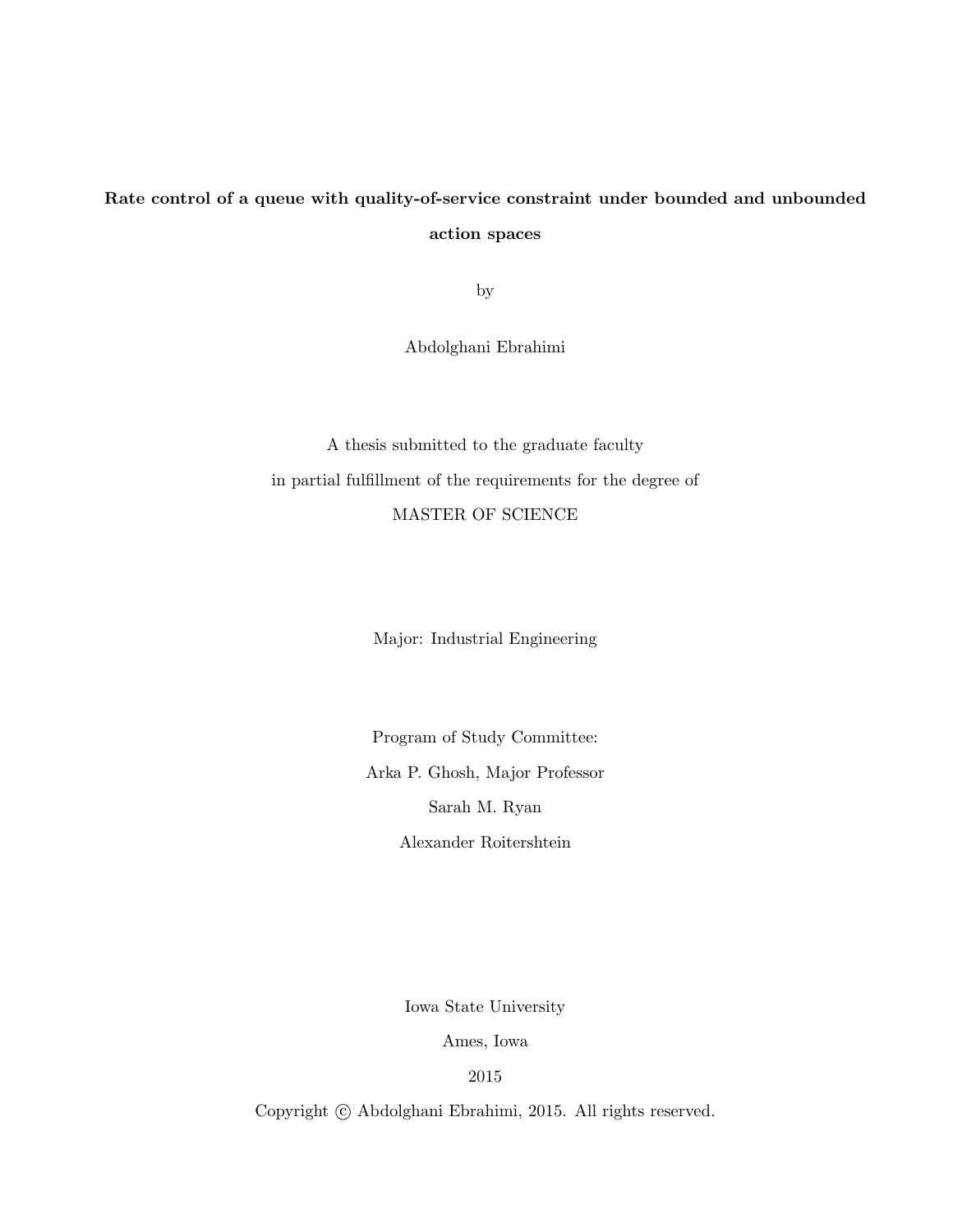**Rate control of a queue with quality-of-service constraint under bounded and unbounded action spaces**

by

Abdolghani Ebrahimi

A thesis submitted to the graduate faculty

in partial fulfillment of the requirements for the degree of

MASTER OF SCIENCE

Major: Industrial Engineering

Program of Study Committee:

Arka P. Ghosh, Major Professor

Sarah M. Ryan

Alexander Roitershtein

Iowa State University

Ames, Iowa

2015

Copyright © Abdolghani Ebrahimi, 2015. All rights reserved.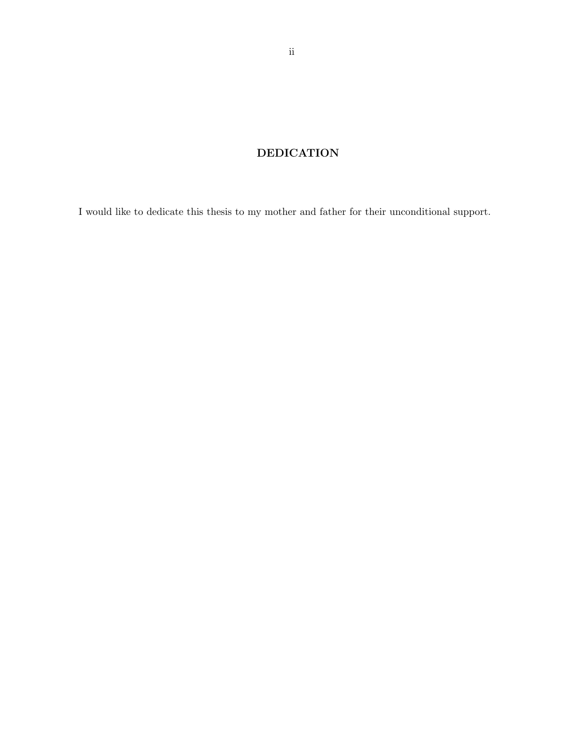## DEDICATION

I would like to dedicate this thesis to my mother and father for their unconditional support.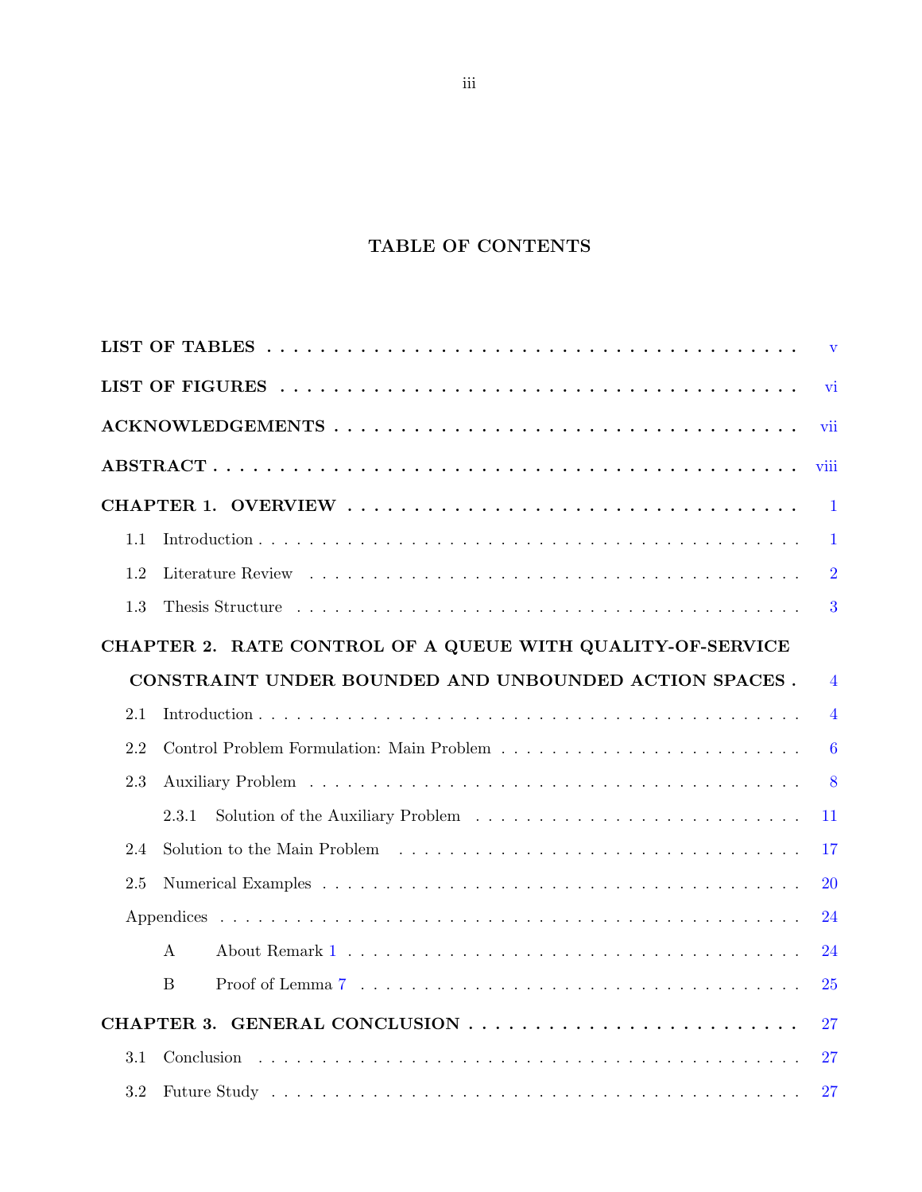# TABLE OF CONTENTS

LIST OF TABLES . . . . . . . . . . . . . . . . . . . . . . . . . . . . . . . . . . . . . . v

LIST OF FIGURES . . . . . . . . . . . . . . . . . . . . . . . . . . . . . . . . . . . . . vi

ACKNOWLEDGEMENTS . . . . . . . . . . . . . . . . . . . . . . . . . . . . . . . . . . vii

ABSTRACT . . . . . . . . . . . . . . . . . . . . . . . . . . . . . . . . . . . . . . . . viii

**CHAPTER 1. OVERVIEW** . . . . . . . . . . . . . . . . . . . . . . . . . . . . . . . . . 1

- 1.1 Introduction . . . . . . . . . . . . . . . . . . . . . . . . . . . . . . . . . . . . 1
- 1.2 Literature Review . . . . . . . . . . . . . . . . . . . . . . . . . . . . . . . . . 2
- 1.3 Thesis Structure . . . . . . . . . . . . . . . . . . . . . . . . . . . . . . . . . . 3

**CHAPTER 2. RATE CONTROL OF A QUEUE WITH QUALITY-OF-SERVICE CONSTRAINT UNDER BOUNDED AND UNBOUNDED ACTION SPACES** . . . 4

- 2.1 Introduction . . . . . . . . . . . . . . . . . . . . . . . . . . . . . . . . . . . . 4
- 2.2 Control Problem Formulation: Main Problem . . . . . . . . . . . . . . . . . . . 6
- 2.3 Auxiliary Problem . . . . . . . . . . . . . . . . . . . . . . . . . . . . . . . . . 8
  - 2.3.1 Solution of the Auxiliary Problem . . . . . . . . . . . . . . . . . . . . . 11
- 2.4 Solution to the Main Problem . . . . . . . . . . . . . . . . . . . . . . . . . . . 17
- 2.5 Numerical Examples . . . . . . . . . . . . . . . . . . . . . . . . . . . . . . . . 20
- Appendices . . . . . . . . . . . . . . . . . . . . . . . . . . . . . . . . . . . . . . 24
  - A About Remark 1 . . . . . . . . . . . . . . . . . . . . . . . . . . . . . . . . . 24
  - B Proof of Lemma 7 . . . . . . . . . . . . . . . . . . . . . . . . . . . . . . . . 25

**CHAPTER 3. GENERAL CONCLUSION** . . . . . . . . . . . . . . . . . . . . . . . . 27

- 3.1 Conclusion . . . . . . . . . . . . . . . . . . . . . . . . . . . . . . . . . . . . . 27
- 3.2 Future Study . . . . . . . . . . . . . . . . . . . . . . . . . . . . . . . . . . . . 27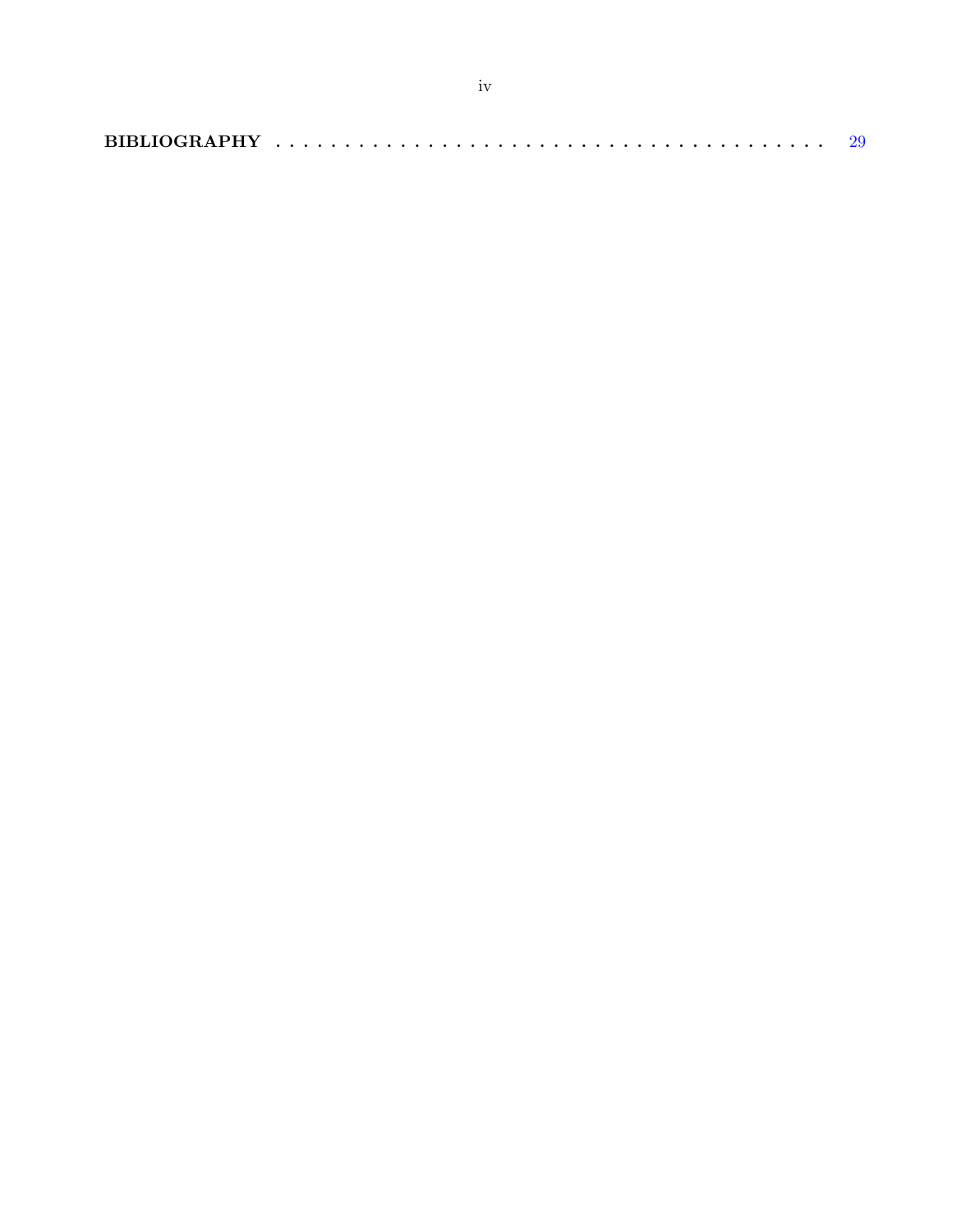**BIBLIOGRAPHY** . . . . . . . . . . . . . . . . . . . . . . . . . . . . . . . . . . . . . . . . 29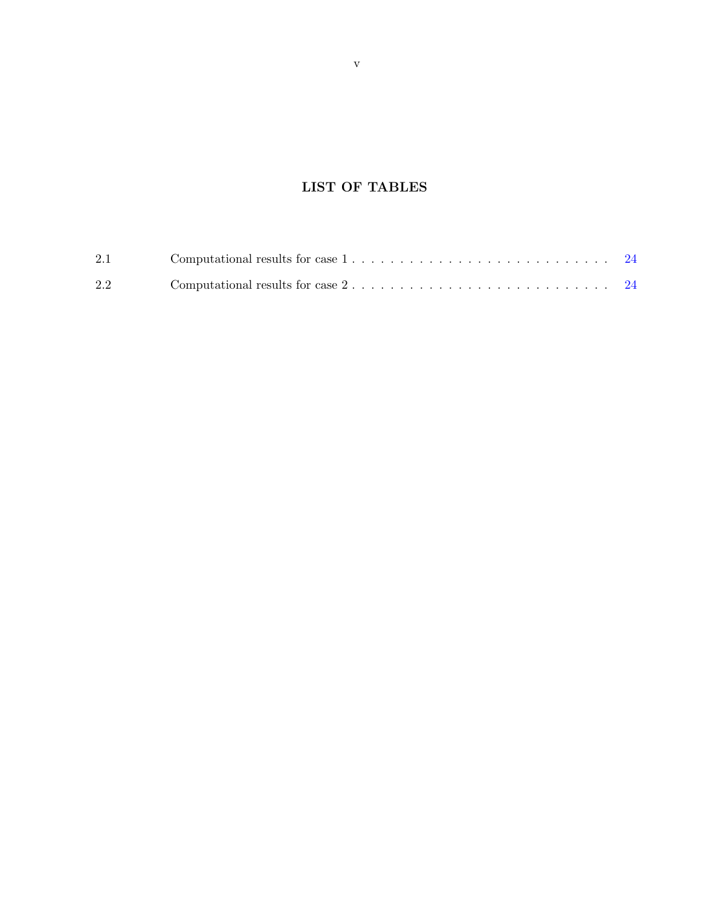# LIST OF TABLES

2.1 Computational results for case 1 . . . . . . . . . . . . . . . . . . . . . . . . . . . . 24

2.2 Computational results for case 2 . . . . . . . . . . . . . . . . . . . . . . . . . . . . 24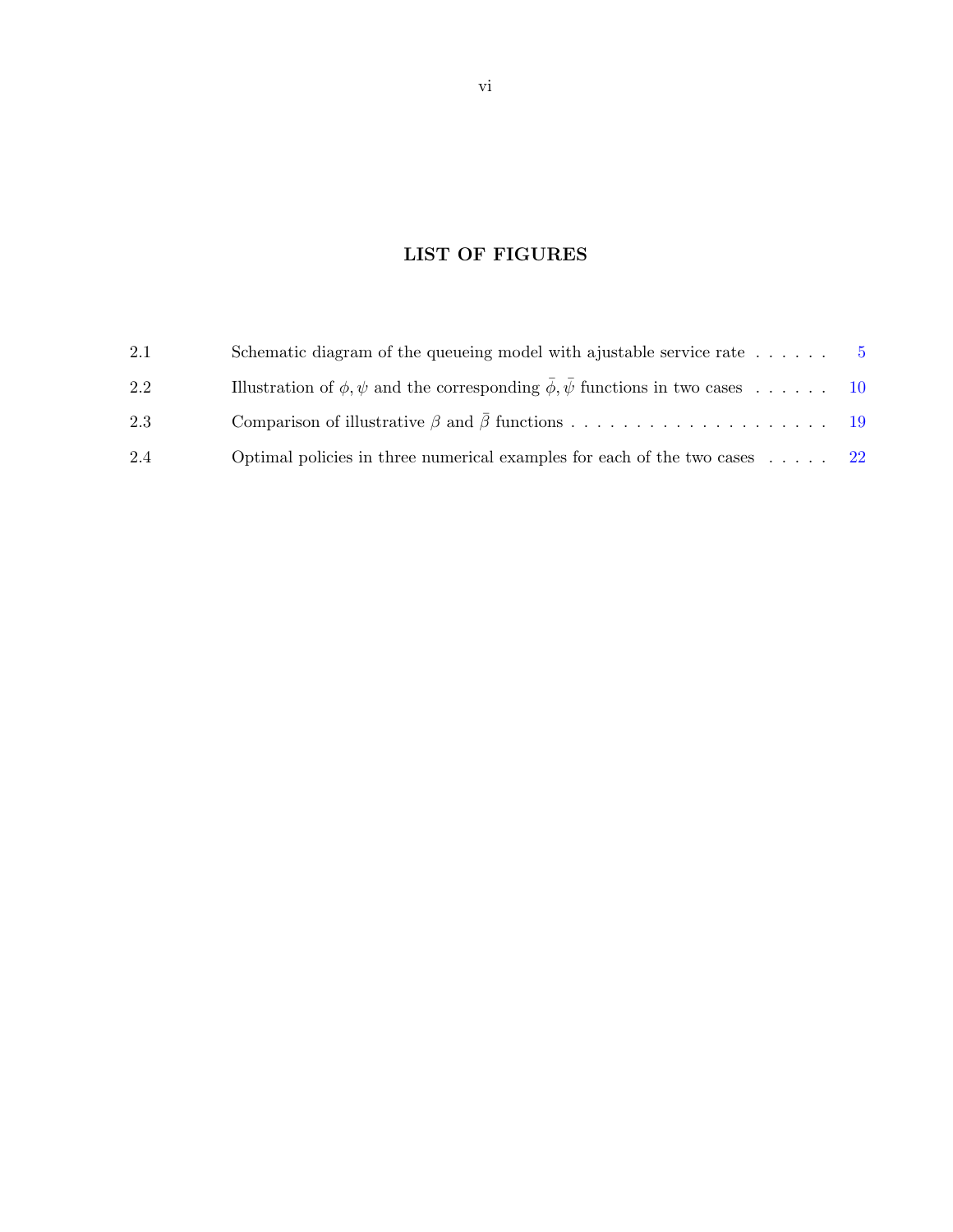# LIST OF FIGURES

2.1 Schematic diagram of the queueing model with ajustable service rate . . . . . . 5

2.2 Illustration of $\phi, \psi$ and the corresponding $\bar{\phi}, \bar{\psi}$ functions in two cases . . . . . . 10

2.3 Comparison of illustrative $\beta$ and $\bar{\beta}$ functions . . . . . . . . . . . . . . . . . . . . . 19

2.4 Optimal policies in three numerical examples for each of the two cases . . . . . 22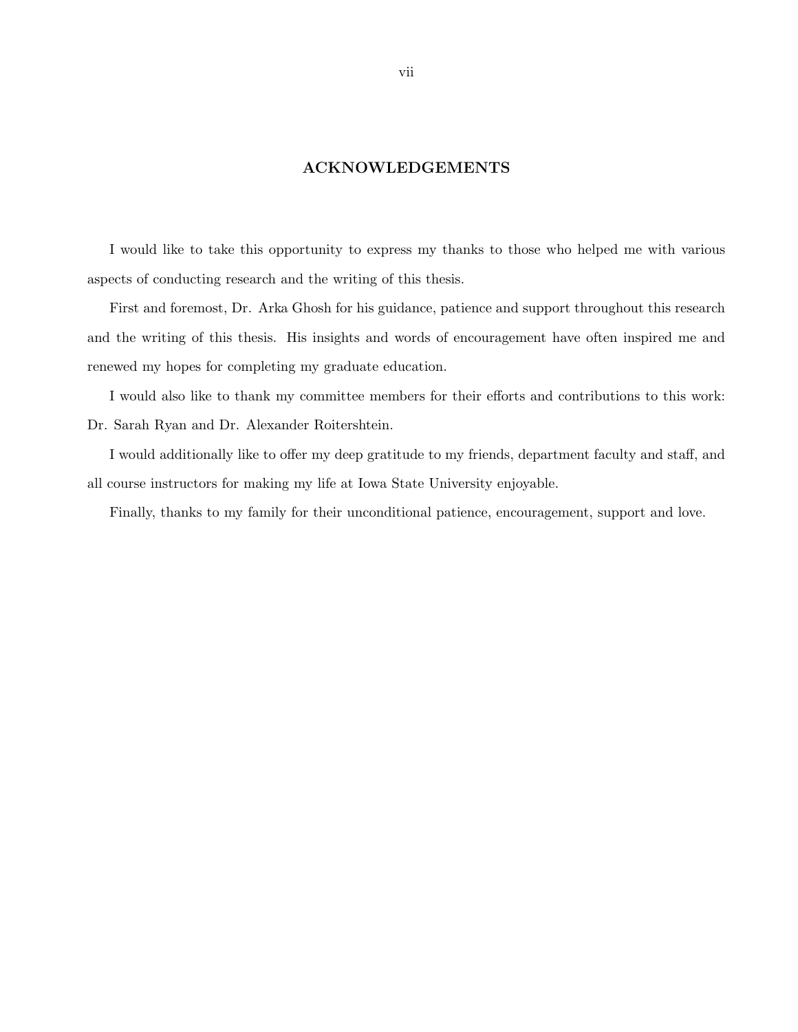# ACKNOWLEDGEMENTS

I would like to take this opportunity to express my thanks to those who helped me with various aspects of conducting research and the writing of this thesis.

First and foremost, Dr. Arka Ghosh for his guidance, patience and support throughout this research and the writing of this thesis. His insights and words of encouragement have often inspired me and renewed my hopes for completing my graduate education.

I would also like to thank my committee members for their efforts and contributions to this work: Dr. Sarah Ryan and Dr. Alexander Roitershtein.

I would additionally like to offer my deep gratitude to my friends, department faculty and staff, and all course instructors for making my life at Iowa State University enjoyable.

Finally, thanks to my family for their unconditional patience, encouragement, support and love.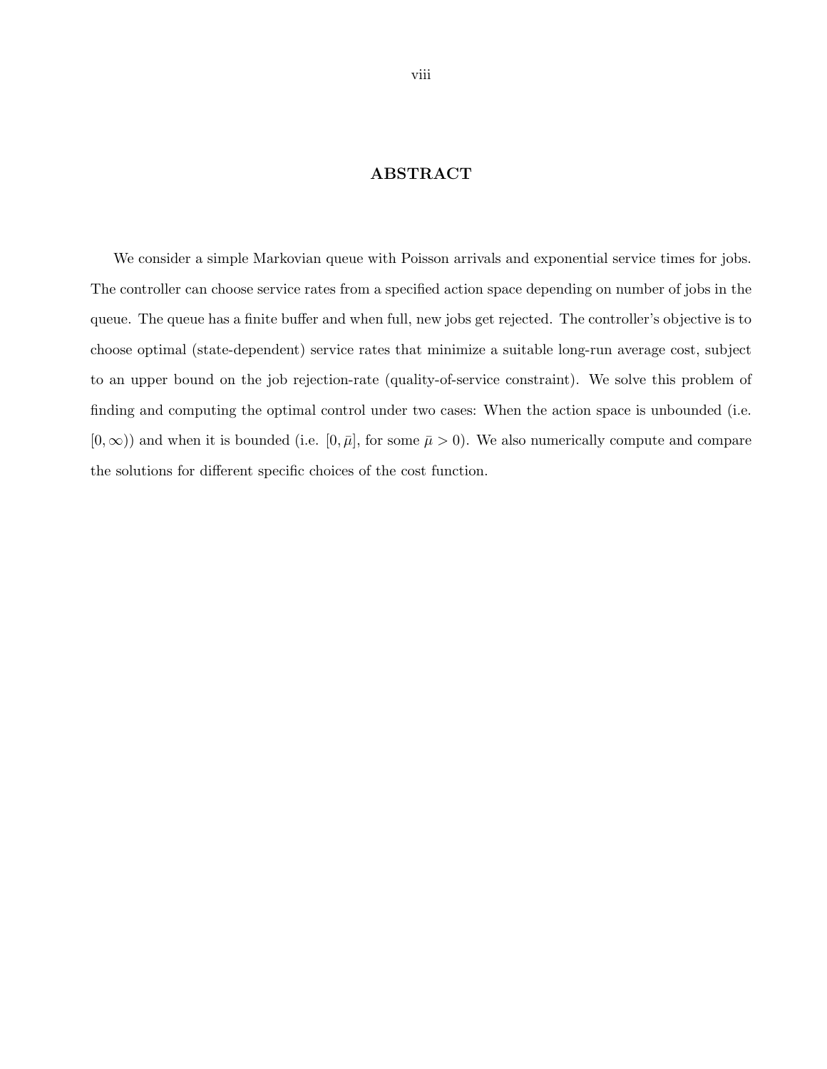## ABSTRACT

We consider a simple Markovian queue with Poisson arrivals and exponential service times for jobs. The controller can choose service rates from a specified action space depending on number of jobs in the queue. The queue has a finite buffer and when full, new jobs get rejected. The controller's objective is to choose optimal (state-dependent) service rates that minimize a suitable long-run average cost, subject to an upper bound on the job rejection-rate (quality-of-service constraint). We solve this problem of finding and computing the optimal control under two cases: When the action space is unbounded (i.e. $[0, \infty)$) and when it is bounded (i.e. $[0, \bar{\mu}]$, for some $\bar{\mu} > 0$). We also numerically compute and compare the solutions for different specific choices of the cost function.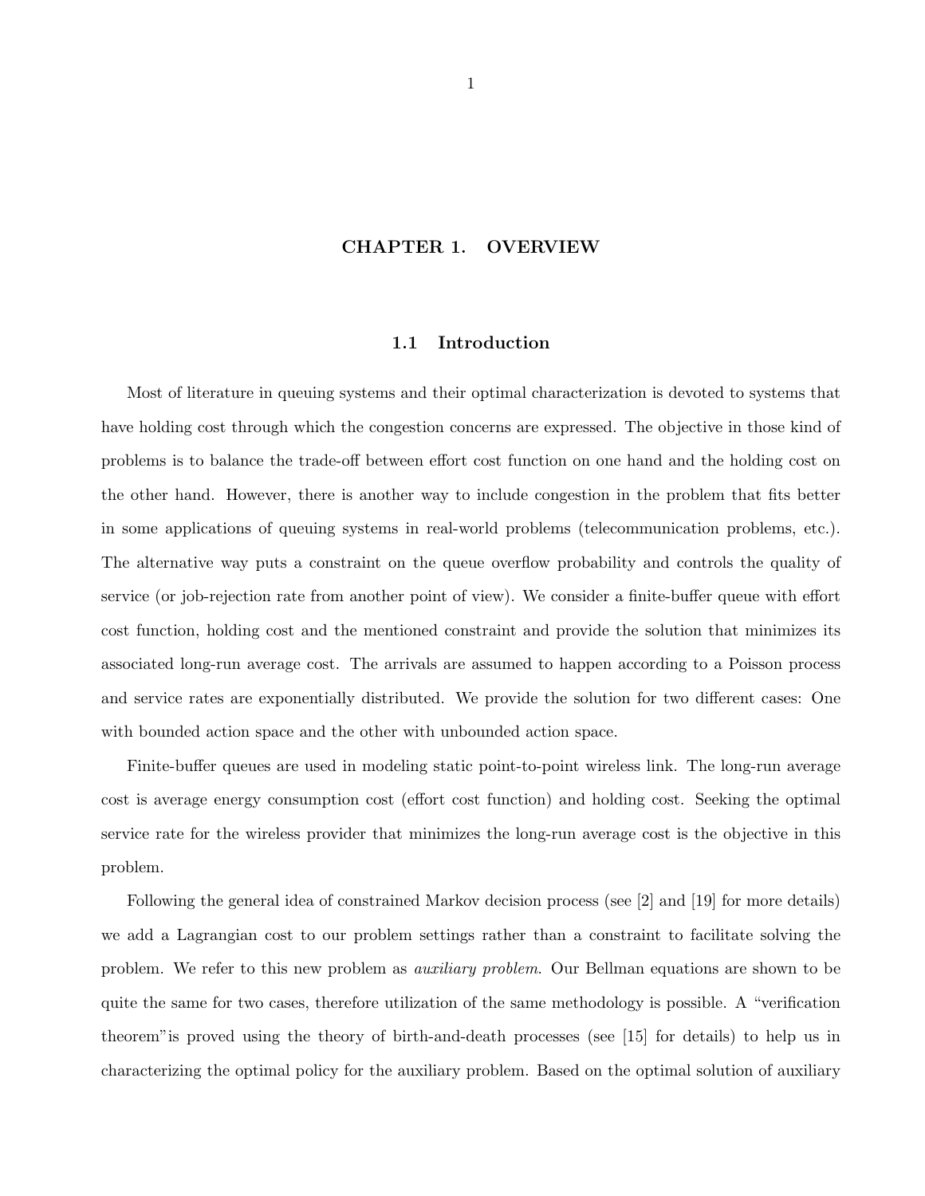# CHAPTER 1. OVERVIEW

## 1.1 Introduction

Most of literature in queuing systems and their optimal characterization is devoted to systems that have holding cost through which the congestion concerns are expressed. The objective in those kind of problems is to balance the trade-off between effort cost function on one hand and the holding cost on the other hand. However, there is another way to include congestion in the problem that fits better in some applications of queuing systems in real-world problems (telecommunication problems, etc.). The alternative way puts a constraint on the queue overflow probability and controls the quality of service (or job-rejection rate from another point of view). We consider a finite-buffer queue with effort cost function, holding cost and the mentioned constraint and provide the solution that minimizes its associated long-run average cost. The arrivals are assumed to happen according to a Poisson process and service rates are exponentially distributed. We provide the solution for two different cases: One with bounded action space and the other with unbounded action space.

Finite-buffer queues are used in modeling static point-to-point wireless link. The long-run average cost is average energy consumption cost (effort cost function) and holding cost. Seeking the optimal service rate for the wireless provider that minimizes the long-run average cost is the objective in this problem.

Following the general idea of constrained Markov decision process (see [2] and [19] for more details) we add a Lagrangian cost to our problem settings rather than a constraint to facilitate solving the problem. We refer to this new problem as *auxiliary problem*. Our Bellman equations are shown to be quite the same for two cases, therefore utilization of the same methodology is possible. A "verification theorem"is proved using the theory of birth-and-death processes (see [15] for details) to help us in characterizing the optimal policy for the auxiliary problem. Based on the optimal solution of auxiliary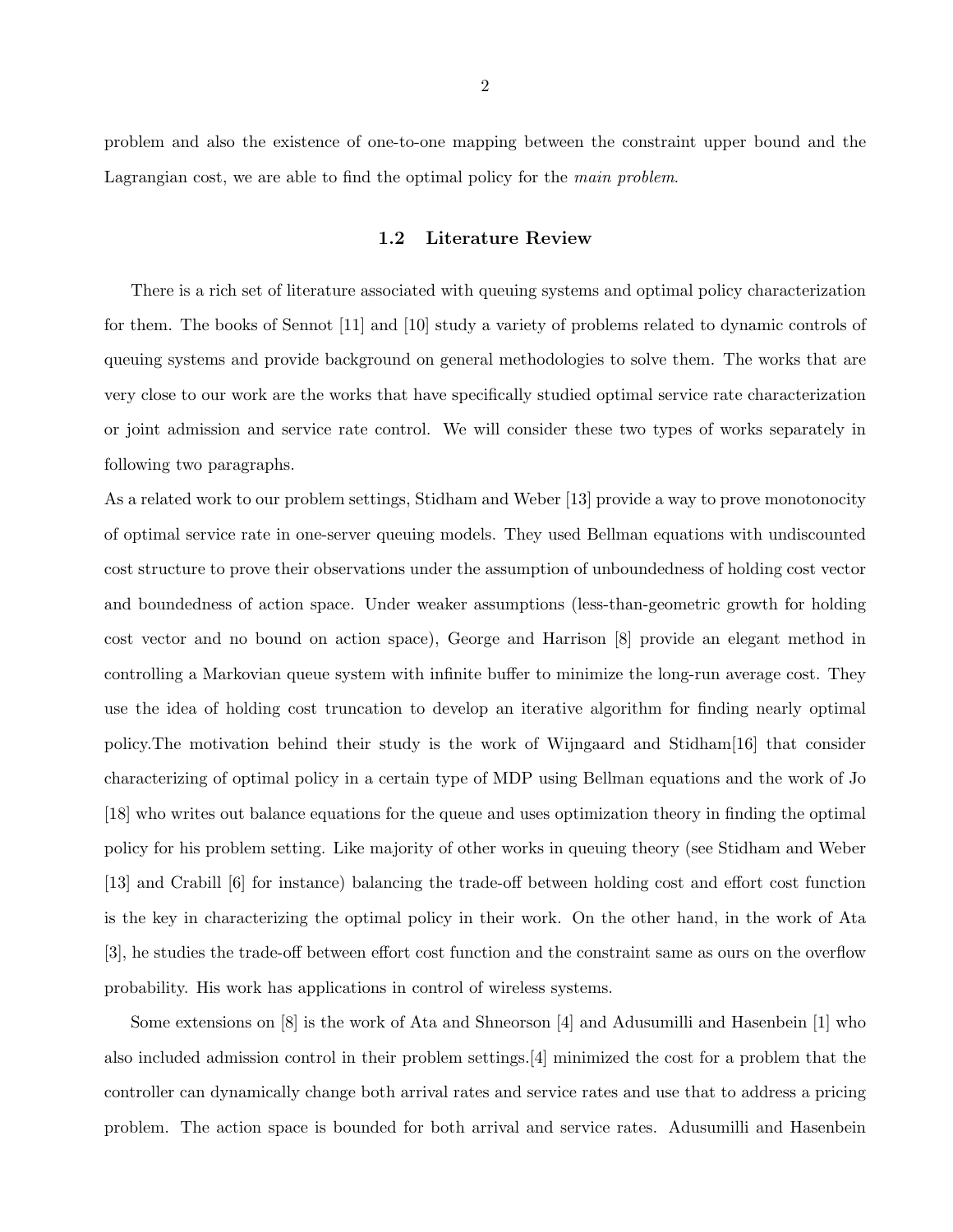problem and also the existence of one-to-one mapping between the constraint upper bound and the Lagrangian cost, we are able to find the optimal policy for the *main problem*.

### 1.2 Literature Review

There is a rich set of literature associated with queuing systems and optimal policy characterization for them. The books of Sennot [11] and [10] study a variety of problems related to dynamic controls of queuing systems and provide background on general methodologies to solve them. The works that are very close to our work are the works that have specifically studied optimal service rate characterization or joint admission and service rate control. We will consider these two types of works separately in following two paragraphs.

As a related work to our problem settings, Stidham and Weber [13] provide a way to prove monotonocity of optimal service rate in one-server queuing models. They used Bellman equations with undiscounted cost structure to prove their observations under the assumption of unboundedness of holding cost vector and boundedness of action space. Under weaker assumptions (less-than-geometric growth for holding cost vector and no bound on action space), George and Harrison [8] provide an elegant method in controlling a Markovian queue system with infinite buffer to minimize the long-run average cost. They use the idea of holding cost truncation to develop an iterative algorithm for finding nearly optimal policy.The motivation behind their study is the work of Wijngaard and Stidham[16] that consider characterizing of optimal policy in a certain type of MDP using Bellman equations and the work of Jo [18] who writes out balance equations for the queue and uses optimization theory in finding the optimal policy for his problem setting. Like majority of other works in queuing theory (see Stidham and Weber [13] and Crabill [6] for instance) balancing the trade-off between holding cost and effort cost function is the key in characterizing the optimal policy in their work. On the other hand, in the work of Ata [3], he studies the trade-off between effort cost function and the constraint same as ours on the overflow probability. His work has applications in control of wireless systems.

Some extensions on [8] is the work of Ata and Shneorson [4] and Adusumilli and Hasenbein [1] who also included admission control in their problem settings.[4] minimized the cost for a problem that the controller can dynamically change both arrival rates and service rates and use that to address a pricing problem. The action space is bounded for both arrival and service rates. Adusumilli and Hasenbein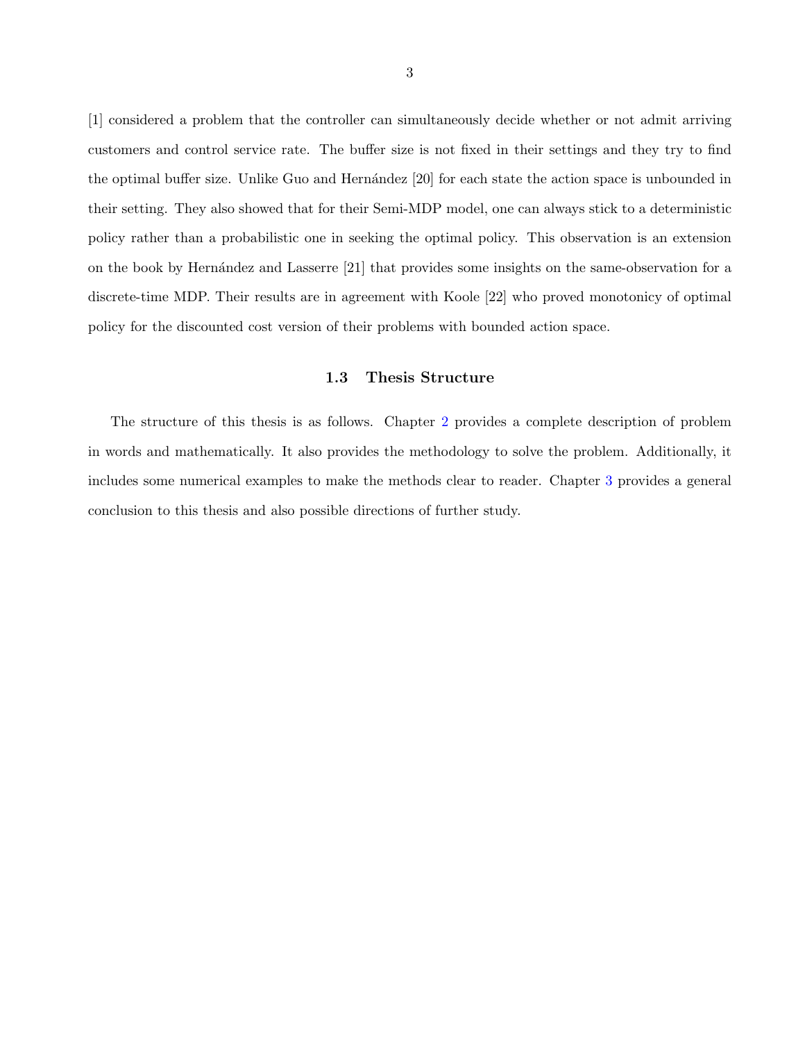[1] considered a problem that the controller can simultaneously decide whether or not admit arriving customers and control service rate. The buffer size is not fixed in their settings and they try to find the optimal buffer size. Unlike Guo and Hernández [20] for each state the action space is unbounded in their setting. They also showed that for their Semi-MDP model, one can always stick to a deterministic policy rather than a probabilistic one in seeking the optimal policy. This observation is an extension on the book by Hernández and Lasserre [21] that provides some insights on the same-observation for a discrete-time MDP. Their results are in agreement with Koole [22] who proved monotonicy of optimal policy for the discounted cost version of their problems with bounded action space.

## 1.3 Thesis Structure

The structure of this thesis is as follows. Chapter 2 provides a complete description of problem in words and mathematically. It also provides the methodology to solve the problem. Additionally, it includes some numerical examples to make the methods clear to reader. Chapter 3 provides a general conclusion to this thesis and also possible directions of further study.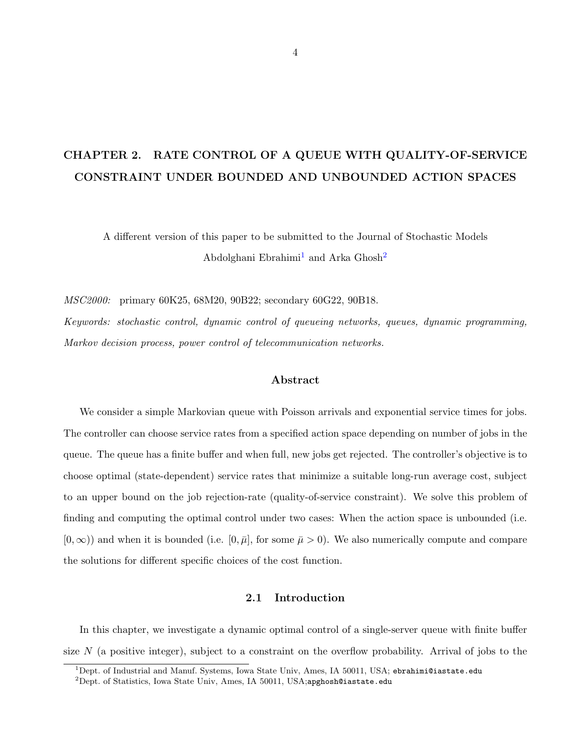# CHAPTER 2. RATE CONTROL OF A QUEUE WITH QUALITY-OF-SERVICE CONSTRAINT UNDER BOUNDED AND UNBOUNDED ACTION SPACES

A different version of this paper to be submitted to the Journal of Stochastic Models

Abdolghani Ebrahimi[1] and Arka Ghosh[2]

*MSC2000:* primary 60K25, 68M20, 90B22; secondary 60G22, 90B18.

*Keywords: stochastic control, dynamic control of queueing networks, queues, dynamic programming, Markov decision process, power control of telecommunication networks.*

### Abstract

We consider a simple Markovian queue with Poisson arrivals and exponential service times for jobs. The controller can choose service rates from a specified action space depending on number of jobs in the queue. The queue has a finite buffer and when full, new jobs get rejected. The controller's objective is to choose optimal (state-dependent) service rates that minimize a suitable long-run average cost, subject to an upper bound on the job rejection-rate (quality-of-service constraint). We solve this problem of finding and computing the optimal control under two cases: When the action space is unbounded (i.e. $[0, \infty)$) and when it is bounded (i.e. $[0, \bar{\mu}]$, for some $\bar{\mu} > 0$). We also numerically compute and compare the solutions for different specific choices of the cost function.

## 2.1 Introduction

In this chapter, we investigate a dynamic optimal control of a single-server queue with finite buffer size $N$ (a positive integer), subject to a constraint on the overflow probability. Arrival of jobs to the

[1] Dept. of Industrial and Manuf. Systems, Iowa State Univ, Ames, IA 50011, USA; ebrahimi@iastate.edu

[2] Dept. of Statistics, Iowa State Univ, Ames, IA 50011, USA;apghosh@iastate.edu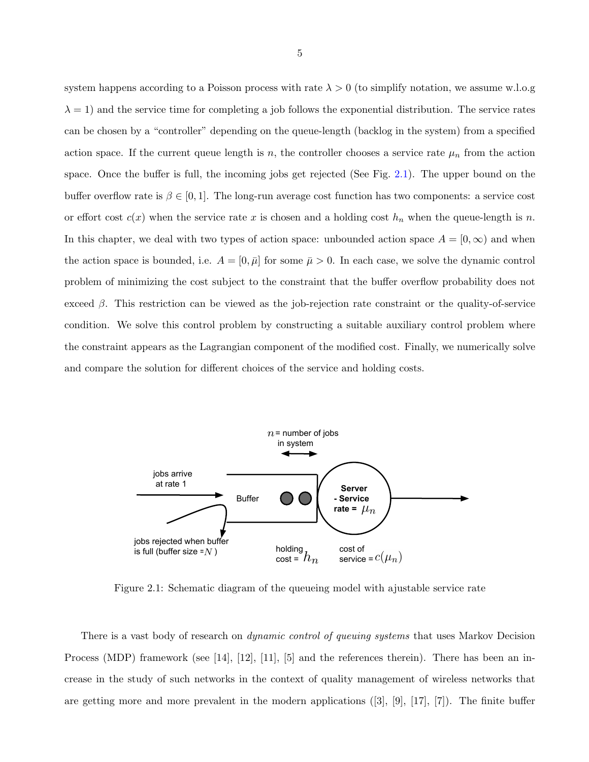system happens according to a Poisson process with rate $\lambda > 0$ (to simplify notation, we assume w.l.o.g $\lambda = 1$) and the service time for completing a job follows the exponential distribution. The service rates can be chosen by a "controller" depending on the queue-length (backlog in the system) from a specified action space. If the current queue length is $n$, the controller chooses a service rate $\mu_n$ from the action space. Once the buffer is full, the incoming jobs get rejected (See Fig. 2.1). The upper bound on the buffer overflow rate is $\beta \in [0, 1]$. The long-run average cost function has two components: a service cost or effort cost $c(x)$ when the service rate $x$ is chosen and a holding cost $h_n$ when the queue-length is $n$. In this chapter, we deal with two types of action space: unbounded action space $A = [0, \infty)$ and when the action space is bounded, i.e. $A = [0, \bar{\mu}]$ for some $\bar{\mu} > 0$. In each case, we solve the dynamic control problem of minimizing the cost subject to the constraint that the buffer overflow probability does not exceed $\beta$. This restriction can be viewed as the job-rejection rate constraint or the quality-of-service condition. We solve this control problem by constructing a suitable auxiliary control problem where the constraint appears as the Lagrangian component of the modified cost. Finally, we numerically solve and compare the solution for different choices of the service and holding costs.

Figure 2.1: Schematic diagram of the queueing model with ajustable service rate

There is a vast body of research on *dynamic control of queuing systems* that uses Markov Decision Process (MDP) framework (see [14], [12], [11], [5] and the references therein). There has been an increase in the study of such networks in the context of quality management of wireless networks that are getting more and more prevalent in the modern applications ([3], [9], [17], [7]). The finite buffer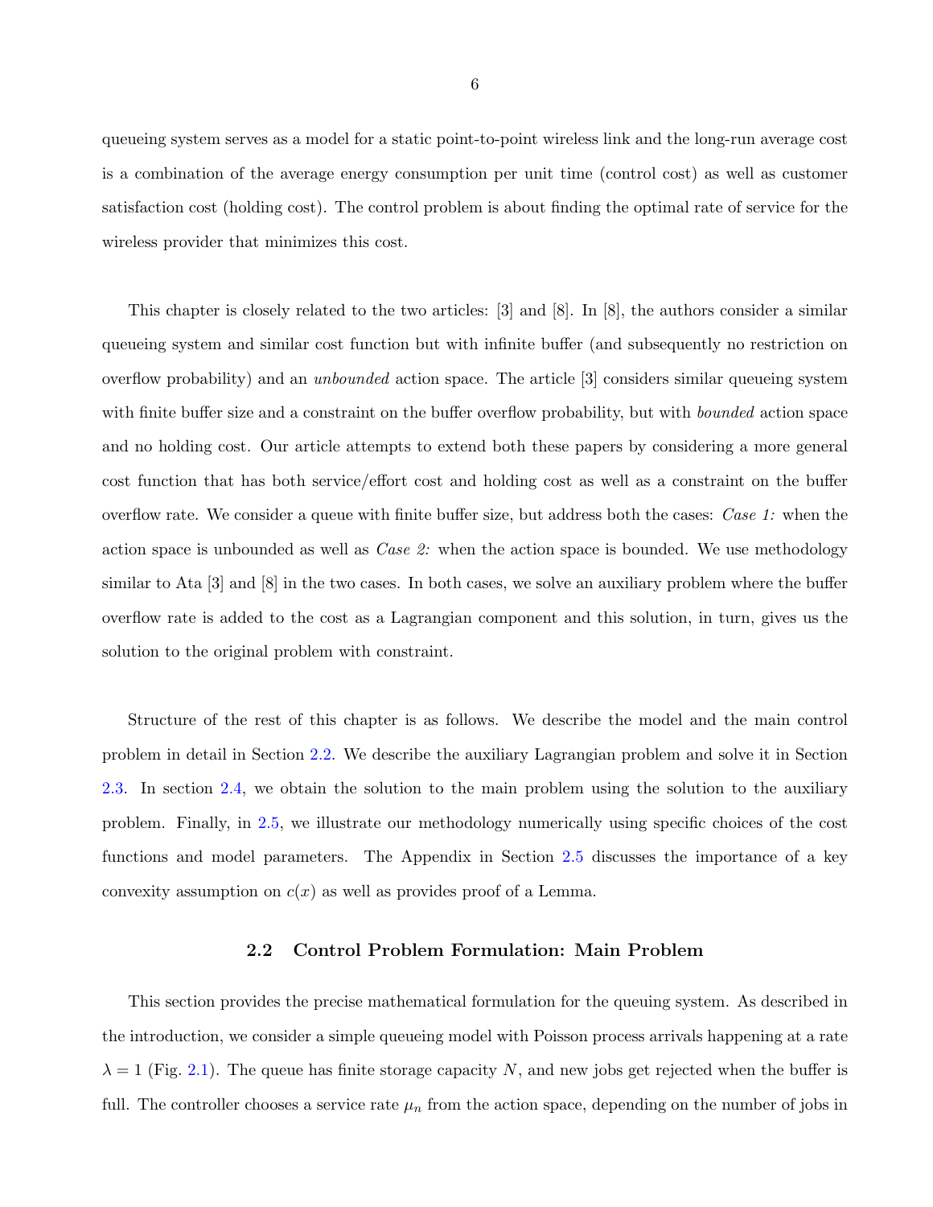queueing system serves as a model for a static point-to-point wireless link and the long-run average cost is a combination of the average energy consumption per unit time (control cost) as well as customer satisfaction cost (holding cost). The control problem is about finding the optimal rate of service for the wireless provider that minimizes this cost.

This chapter is closely related to the two articles: [3] and [8]. In [8], the authors consider a similar queueing system and similar cost function but with infinite buffer (and subsequently no restriction on overflow probability) and an *unbounded* action space. The article [3] considers similar queueing system with finite buffer size and a constraint on the buffer overflow probability, but with *bounded* action space and no holding cost. Our article attempts to extend both these papers by considering a more general cost function that has both service/effort cost and holding cost as well as a constraint on the buffer overflow rate. We consider a queue with finite buffer size, but address both the cases: *Case 1:* when the action space is unbounded as well as *Case 2:* when the action space is bounded. We use methodology similar to Ata [3] and [8] in the two cases. In both cases, we solve an auxiliary problem where the buffer overflow rate is added to the cost as a Lagrangian component and this solution, in turn, gives us the solution to the original problem with constraint.

Structure of the rest of this chapter is as follows. We describe the model and the main control problem in detail in Section 2.2. We describe the auxiliary Lagrangian problem and solve it in Section 2.3. In section 2.4, we obtain the solution to the main problem using the solution to the auxiliary problem. Finally, in 2.5, we illustrate our methodology numerically using specific choices of the cost functions and model parameters. The Appendix in Section 2.5 discusses the importance of a key convexity assumption on $c(x)$ as well as provides proof of a Lemma.

## 2.2 Control Problem Formulation: Main Problem

This section provides the precise mathematical formulation for the queuing system. As described in the introduction, we consider a simple queueing model with Poisson process arrivals happening at a rate $\lambda = 1$ (Fig. 2.1). The queue has finite storage capacity $N$, and new jobs get rejected when the buffer is full. The controller chooses a service rate $\mu_n$ from the action space, depending on the number of jobs in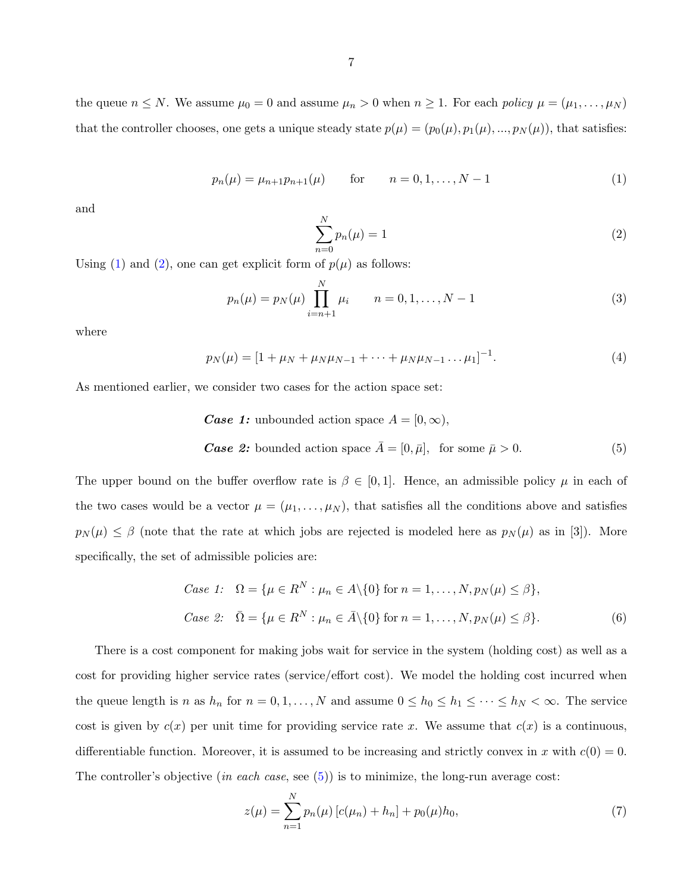the queue $n \leq N$. We assume $\mu_0 = 0$ and assume $\mu_n > 0$ when $n \geq 1$. For each *policy* $\mu = (\mu_1, \ldots, \mu_N)$ that the controller chooses, one gets a unique steady state $p(\mu) = (p_0(\mu), p_1(\mu), ..., p_N(\mu))$, that satisfies:

$$p_n(\mu) = \mu_{n+1} p_{n+1}(\mu) \qquad \text{for} \qquad n = 0, 1, \ldots, N-1 \tag{1}$$

and

$$\sum_{n=0}^{N} p_n(\mu) = 1 \tag{2}$$

Using (1) and (2), one can get explicit form of $p(\mu)$ as follows:

$$p_n(\mu) = p_N(\mu) \prod_{i=n+1}^{N} \mu_i \qquad n = 0, 1, \ldots, N-1 \tag{3}$$

where

$$p_N(\mu) = [1 + \mu_N + \mu_N \mu_{N-1} + \cdots + \mu_N \mu_{N-1} \ldots \mu_1]^{-1}. \tag{4}$$

As mentioned earlier, we consider two cases for the action space set:

$$\begin{aligned} &\textbf{\textit{Case 1:}} \text{ unbounded action space } A = [0, \infty), \\ &\textbf{\textit{Case 2:}} \text{ bounded action space } \bar{A} = [0, \bar{\mu}], \text{ for some } \bar{\mu} > 0. \end{aligned} \tag{5}$$

The upper bound on the buffer overflow rate is $\beta \in [0, 1]$. Hence, an admissible policy $\mu$ in each of the two cases would be a vector $\mu = (\mu_1, \ldots, \mu_N)$, that satisfies all the conditions above and satisfies $p_N(\mu) \leq \beta$ (note that the rate at which jobs are rejected is modeled here as $p_N(\mu)$ as in [3]). More specifically, the set of admissible policies are:

$$\begin{aligned} &\textit{Case 1:} \quad \Omega = \{\mu \in R^N : \mu_n \in A \backslash \{0\} \text{ for } n = 1, \ldots, N, p_N(\mu) \leq \beta\}, \\ &\textit{Case 2:} \quad \bar{\Omega} = \{\mu \in R^N : \mu_n \in \bar{A} \backslash \{0\} \text{ for } n = 1, \ldots, N, p_N(\mu) \leq \beta\}. \end{aligned} \tag{6}$$

There is a cost component for making jobs wait for service in the system (holding cost) as well as a cost for providing higher service rates (service/effort cost). We model the holding cost incurred when the queue length is $n$ as $h_n$ for $n = 0, 1, \ldots, N$ and assume $0 \leq h_0 \leq h_1 \leq \cdots \leq h_N < \infty$. The service cost is given by $c(x)$ per unit time for providing service rate $x$. We assume that $c(x)$ is a continuous, differentiable function. Moreover, it is assumed to be increasing and strictly convex in $x$ with $c(0) = 0$. The controller's objective (*in each case*, see (5)) is to minimize, the long-run average cost:

$$z(\mu) = \sum_{n=1}^{N} p_n(\mu) \left[c(\mu_n) + h_n\right] + p_0(\mu) h_0, \tag{7}$$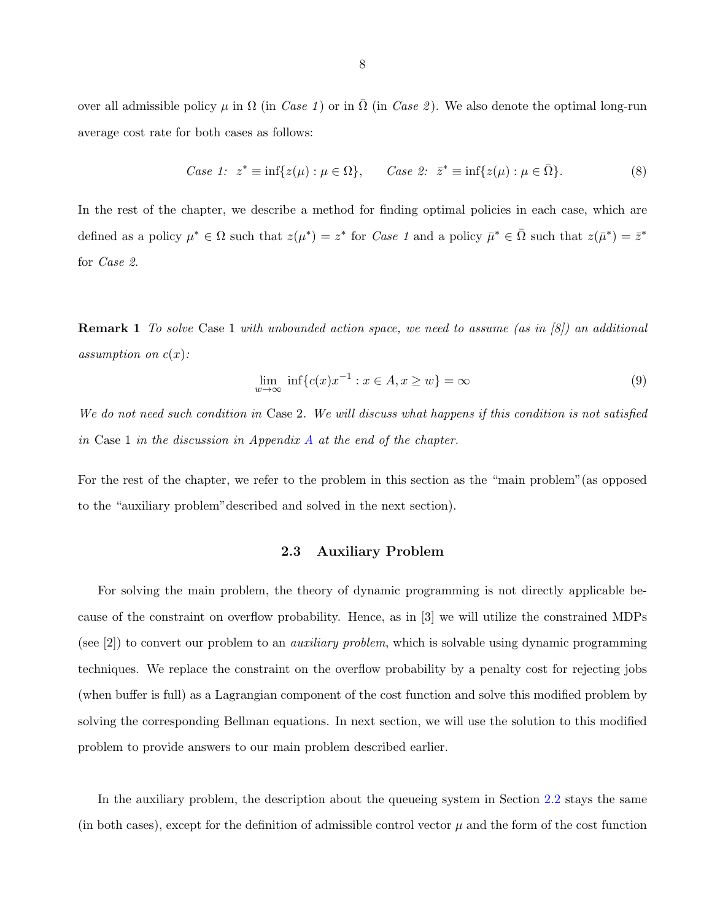over all admissible policy $\mu$ in $\Omega$ (in *Case 1*) or in $\bar{\Omega}$ (in *Case 2*). We also denote the optimal long-run average cost rate for both cases as follows:

$$\textit{Case 1:} \;\; z^* \equiv \inf\{z(\mu) : \mu \in \Omega\}, \qquad \textit{Case 2:} \;\; \bar{z}^* \equiv \inf\{z(\mu) : \mu \in \bar{\Omega}\}. \tag{8}$$

In the rest of the chapter, we describe a method for finding optimal policies in each case, which are defined as a policy $\mu^* \in \Omega$ such that $z(\mu^*) = z^*$ for *Case 1* and a policy $\bar{\mu}^* \in \bar{\Omega}$ such that $z(\bar{\mu}^*) = \bar{z}^*$ for *Case 2*.

**Remark 1** *To solve* Case 1 *with unbounded action space, we need to assume (as in [8]) an additional assumption on $c(x)$:*

$$\lim_{w \to \infty} \inf\{c(x)x^{-1} : x \in A, x \geq w\} = \infty \tag{9}$$

*We do not need such condition in* Case 2*. We will discuss what happens if this condition is not satisfied in* Case 1 *in the discussion in Appendix A at the end of the chapter.*

For the rest of the chapter, we refer to the problem in this section as the "main problem"(as opposed to the "auxiliary problem"described and solved in the next section).

### 2.3 Auxiliary Problem

For solving the main problem, the theory of dynamic programming is not directly applicable because of the constraint on overflow probability. Hence, as in [3] we will utilize the constrained MDPs (see [2]) to convert our problem to an *auxiliary problem*, which is solvable using dynamic programming techniques. We replace the constraint on the overflow probability by a penalty cost for rejecting jobs (when buffer is full) as a Lagrangian component of the cost function and solve this modified problem by solving the corresponding Bellman equations. In next section, we will use the solution to this modified problem to provide answers to our main problem described earlier.

In the auxiliary problem, the description about the queueing system in Section 2.2 stays the same (in both cases), except for the definition of admissible control vector $\mu$ and the form of the cost function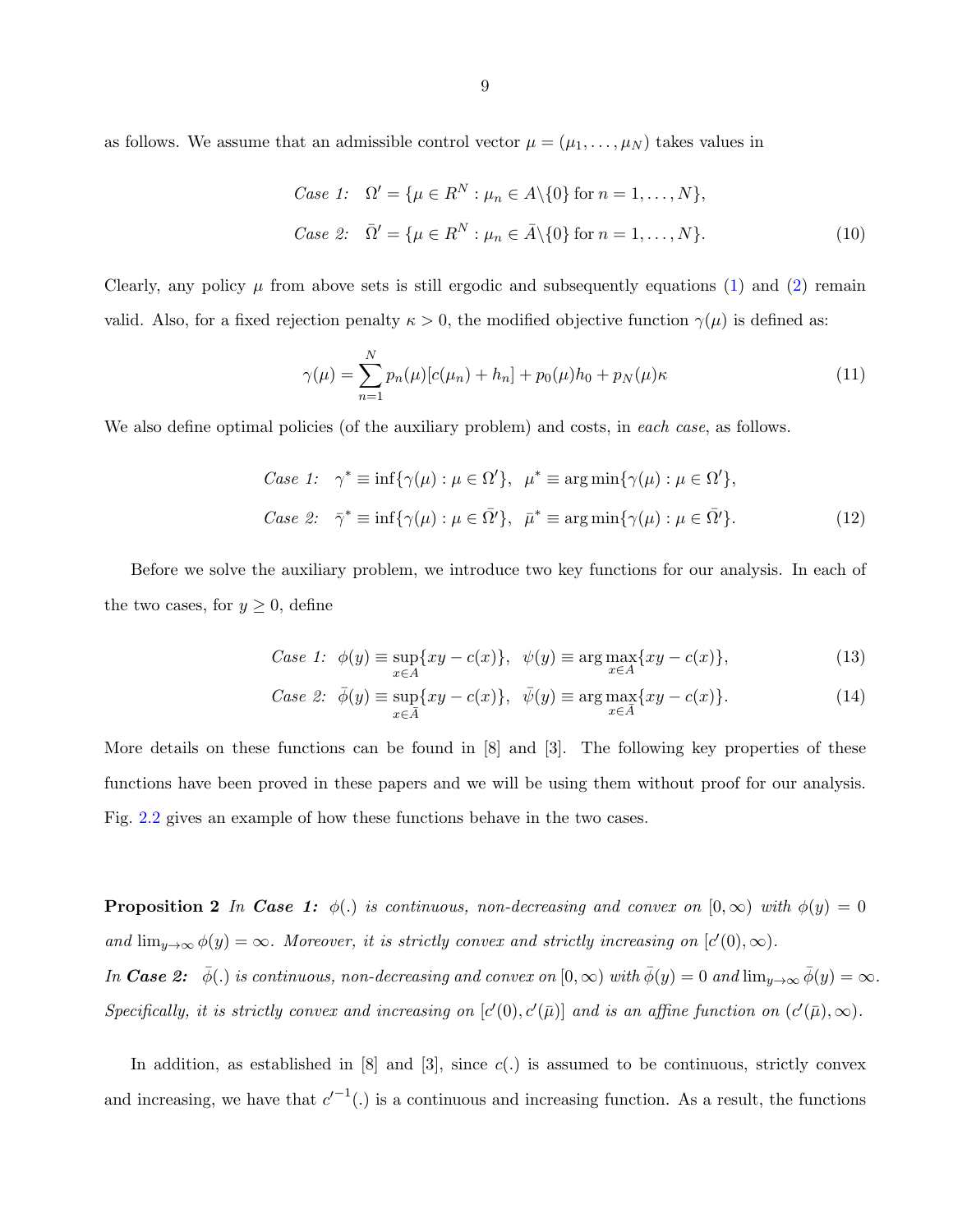as follows. We assume that an admissible control vector $\mu = (\mu_1, \ldots, \mu_N)$ takes values in

$$
\begin{aligned}
&\textit{Case 1:} \quad \Omega' = \{\mu \in R^N : \mu_n \in A\backslash\{0\} \text{ for } n = 1, \ldots, N\}, \\
&\textit{Case 2:} \quad \bar{\Omega}' = \{\mu \in R^N : \mu_n \in \bar{A}\backslash\{0\} \text{ for } n = 1, \ldots, N\}.
\end{aligned}
\tag{10}
$$

Clearly, any policy $\mu$ from above sets is still ergodic and subsequently equations (1) and (2) remain valid. Also, for a fixed rejection penalty $\kappa > 0$, the modified objective function $\gamma(\mu)$ is defined as:

$$
\gamma(\mu) = \sum_{n=1}^{N} p_n(\mu)[c(\mu_n) + h_n] + p_0(\mu)h_0 + p_N(\mu)\kappa \tag{11}
$$

We also define optimal policies (of the auxiliary problem) and costs, in *each case*, as follows.

$$
\begin{aligned}
&\textit{Case 1:} \quad \gamma^* \equiv \inf\{\gamma(\mu) : \mu \in \Omega'\}, \quad \mu^* \equiv \arg\min\{\gamma(\mu) : \mu \in \Omega'\}, \\
&\textit{Case 2:} \quad \bar{\gamma}^* \equiv \inf\{\gamma(\mu) : \mu \in \bar{\Omega}'\}, \quad \bar{\mu}^* \equiv \arg\min\{\gamma(\mu) : \mu \in \bar{\Omega}'\}.
\end{aligned}
\tag{12}
$$

Before we solve the auxiliary problem, we introduce two key functions for our analysis. In each of the two cases, for $y \geq 0$, define

$$
\textit{Case 1:} \;\; \phi(y) \equiv \sup_{x \in A}\{xy - c(x)\}, \quad \psi(y) \equiv \arg\max_{x \in A}\{xy - c(x)\}, \tag{13}
$$

$$
\textit{Case 2:} \;\; \bar{\phi}(y) \equiv \sup_{x \in \bar{A}}\{xy - c(x)\}, \quad \bar{\psi}(y) \equiv \arg\max_{x \in \bar{A}}\{xy - c(x)\}. \tag{14}
$$

More details on these functions can be found in [8] and [3]. The following key properties of these functions have been proved in these papers and we will be using them without proof for our analysis. Fig. 2.2 gives an example of how these functions behave in the two cases.

**Proposition 2** *In **Case 1:** $\phi(.)$ is continuous, non-decreasing and convex on $[0, \infty)$ with $\phi(y) = 0$ and $\lim_{y \to \infty} \phi(y) = \infty$. Moreover, it is strictly convex and strictly increasing on $[c'(0), \infty)$.*
*In **Case 2:** $\bar{\phi}(.)$ is continuous, non-decreasing and convex on $[0, \infty)$ with $\bar{\phi}(y) = 0$ and $\lim_{y \to \infty} \bar{\phi}(y) = \infty$. Specifically, it is strictly convex and increasing on $[c'(0), c'(\bar{\mu})]$ and is an affine function on $(c'(\bar{\mu}), \infty)$.*

In addition, as established in [8] and [3], since $c(.)$ is assumed to be continuous, strictly convex and increasing, we have that ${c'}^{-1}(.)$ is a continuous and increasing function. As a result, the functions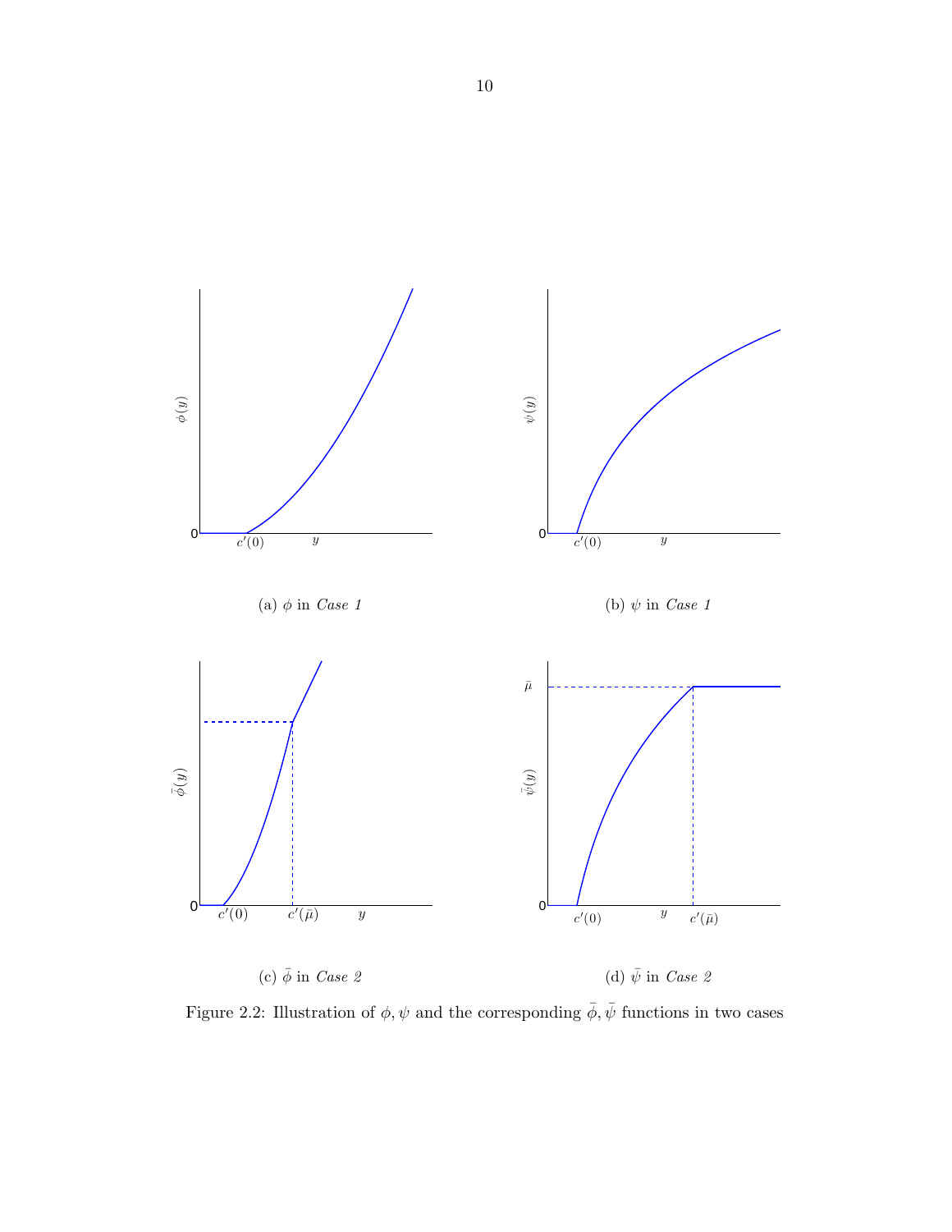(a) $\phi$ in *Case 1*

(b) $\psi$ in *Case 1*

(c) $\bar{\phi}$ in *Case 2*

(d) $\bar{\psi}$ in *Case 2*

Figure 2.2: Illustration of $\phi, \psi$ and the corresponding $\bar{\phi}, \bar{\psi}$ functions in two cases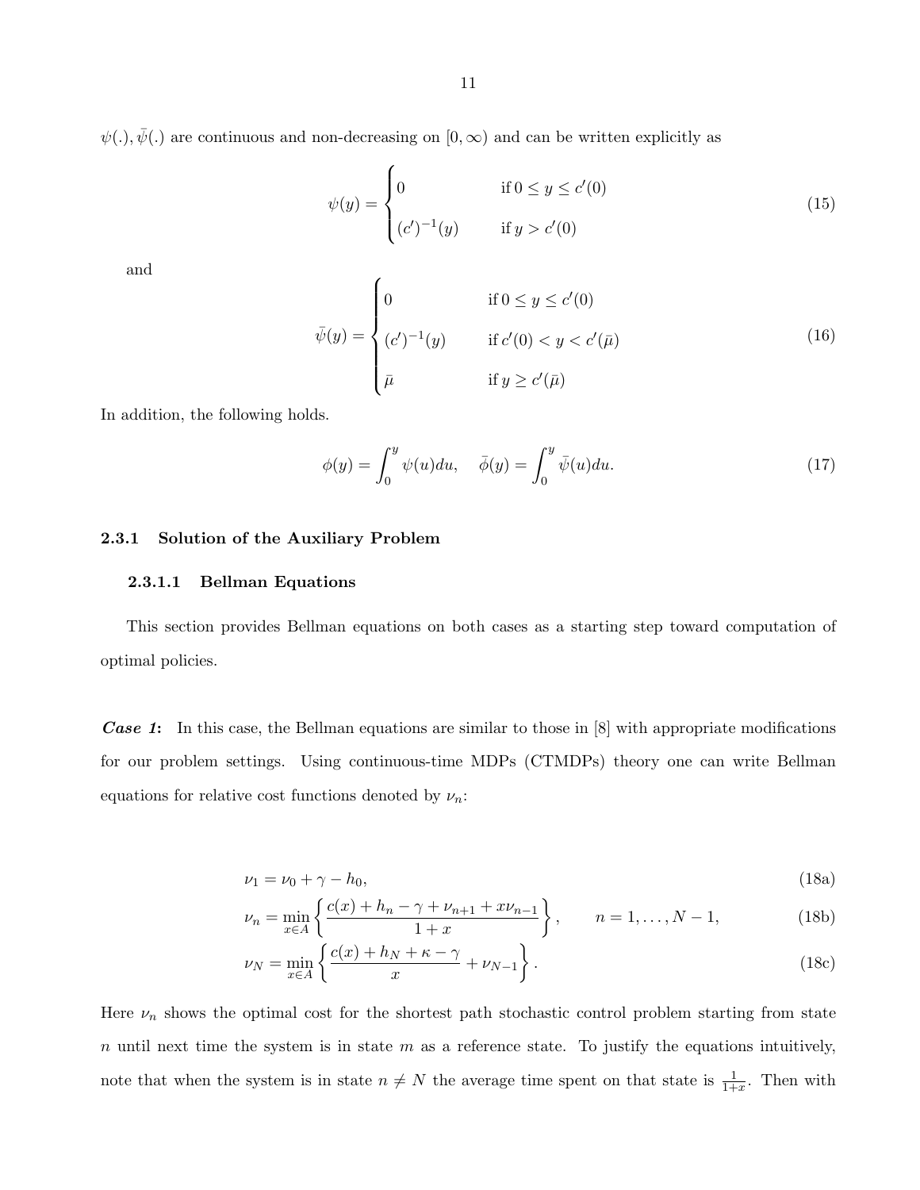$\psi(.), \bar{\psi}(.)$ are continuous and non-decreasing on $[0, \infty)$ and can be written explicitly as

$$
\psi(y) = \begin{cases} 0 & \text{if } 0 \leq y \leq c'(0) \\ (c')^{-1}(y) & \text{if } y > c'(0) \end{cases} \tag{15}
$$

and

$$
\bar{\psi}(y) = \begin{cases} 0 & \text{if } 0 \leq y \leq c'(0) \\ (c')^{-1}(y) & \text{if } c'(0) < y < c'(\bar{\mu}) \\ \bar{\mu} & \text{if } y \geq c'(\bar{\mu}) \end{cases} \tag{16}
$$

In addition, the following holds.

$$
\phi(y) = \int_0^y \psi(u) du, \quad \bar{\phi}(y) = \int_0^y \bar{\psi}(u) du. \tag{17}
$$

### 2.3.1 Solution of the Auxiliary Problem

#### 2.3.1.1 Bellman Equations

This section provides Bellman equations on both cases as a starting step toward computation of optimal policies.

***Case 1*:** In this case, the Bellman equations are similar to those in [8] with appropriate modifications for our problem settings. Using continuous-time MDPs (CTMDPs) theory one can write Bellman equations for relative cost functions denoted by $\nu_n$:

$$
\nu_1 = \nu_0 + \gamma - h_0, \tag{18a}
$$

$$
\nu_n = \min_{x \in A} \left\{ \frac{c(x) + h_n - \gamma + \nu_{n+1} + x\nu_{n-1}}{1 + x} \right\}, \qquad n = 1, \ldots, N-1, \tag{18b}
$$

$$
\nu_N = \min_{x \in A} \left\{ \frac{c(x) + h_N + \kappa - \gamma}{x} + \nu_{N-1} \right\}. \tag{18c}
$$

Here $\nu_n$ shows the optimal cost for the shortest path stochastic control problem starting from state $n$ until next time the system is in state $m$ as a reference state. To justify the equations intuitively, note that when the system is in state $n \neq N$ the average time spent on that state is $\frac{1}{1+x}$. Then with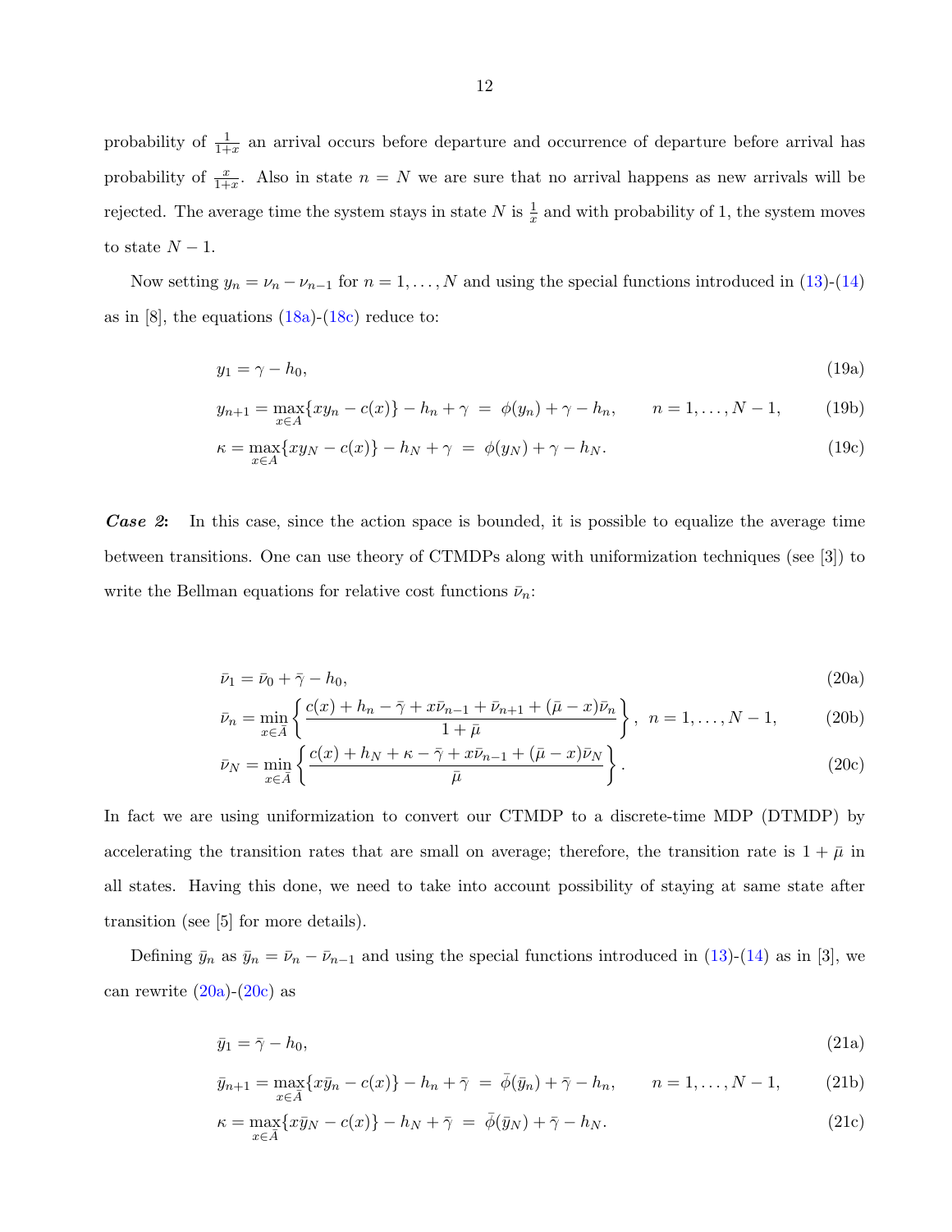probability of $\frac{1}{1+x}$ an arrival occurs before departure and occurrence of departure before arrival has probability of $\frac{x}{1+x}$. Also in state $n = N$ we are sure that no arrival happens as new arrivals will be rejected. The average time the system stays in state $N$ is $\frac{1}{x}$ and with probability of 1, the system moves to state $N-1$.

Now setting $y_n = \nu_n - \nu_{n-1}$ for $n = 1, \ldots, N$ and using the special functions introduced in (13)-(14) as in [8], the equations (18a)-(18c) reduce to:

$$y_1 = \gamma - h_0, \tag{19a}$$

$$y_{n+1} = \max_{x \in A}\{xy_n - c(x)\} - h_n + \gamma \;=\; \phi(y_n) + \gamma - h_n, \qquad n = 1, \ldots, N-1, \tag{19b}$$

$$\kappa = \max_{x \in A}\{xy_N - c(x)\} - h_N + \gamma \;=\; \phi(y_N) + \gamma - h_N. \tag{19c}$$

***Case 2*:** In this case, since the action space is bounded, it is possible to equalize the average time between transitions. One can use theory of CTMDPs along with uniformization techniques (see [3]) to write the Bellman equations for relative cost functions $\bar{\nu}_n$:

$$\bar{\nu}_1 = \bar{\nu}_0 + \bar{\gamma} - h_0, \tag{20a}$$

$$\bar{\nu}_n = \min_{x \in \bar{A}}\left\{\frac{c(x) + h_n - \bar{\gamma} + x\bar{\nu}_{n-1} + \bar{\nu}_{n+1} + (\bar{\mu} - x)\bar{\nu}_n}{1 + \bar{\mu}}\right\}, \;\; n = 1, \ldots, N-1, \tag{20b}$$

$$\bar{\nu}_N = \min_{x \in \bar{A}}\left\{\frac{c(x) + h_N + \kappa - \bar{\gamma} + x\bar{\nu}_{n-1} + (\bar{\mu} - x)\bar{\nu}_N}{\bar{\mu}}\right\}. \tag{20c}$$

In fact we are using uniformization to convert our CTMDP to a discrete-time MDP (DTMDP) by accelerating the transition rates that are small on average; therefore, the transition rate is $1 + \bar{\mu}$ in all states. Having this done, we need to take into account possibility of staying at same state after transition (see [5] for more details).

Defining $\bar{y}_n$ as $\bar{y}_n = \bar{\nu}_n - \bar{\nu}_{n-1}$ and using the special functions introduced in (13)-(14) as in [3], we can rewrite (20a)-(20c) as

$$\bar{y}_1 = \bar{\gamma} - h_0, \tag{21a}$$

$$\bar{y}_{n+1} = \max_{x \in \bar{A}}\{x\bar{y}_n - c(x)\} - h_n + \bar{\gamma} \;=\; \bar{\phi}(\bar{y}_n) + \bar{\gamma} - h_n, \qquad n = 1, \ldots, N-1, \tag{21b}$$

$$\kappa = \max_{x \in \bar{A}}\{x\bar{y}_N - c(x)\} - h_N + \bar{\gamma} \;=\; \bar{\phi}(\bar{y}_N) + \bar{\gamma} - h_N. \tag{21c}$$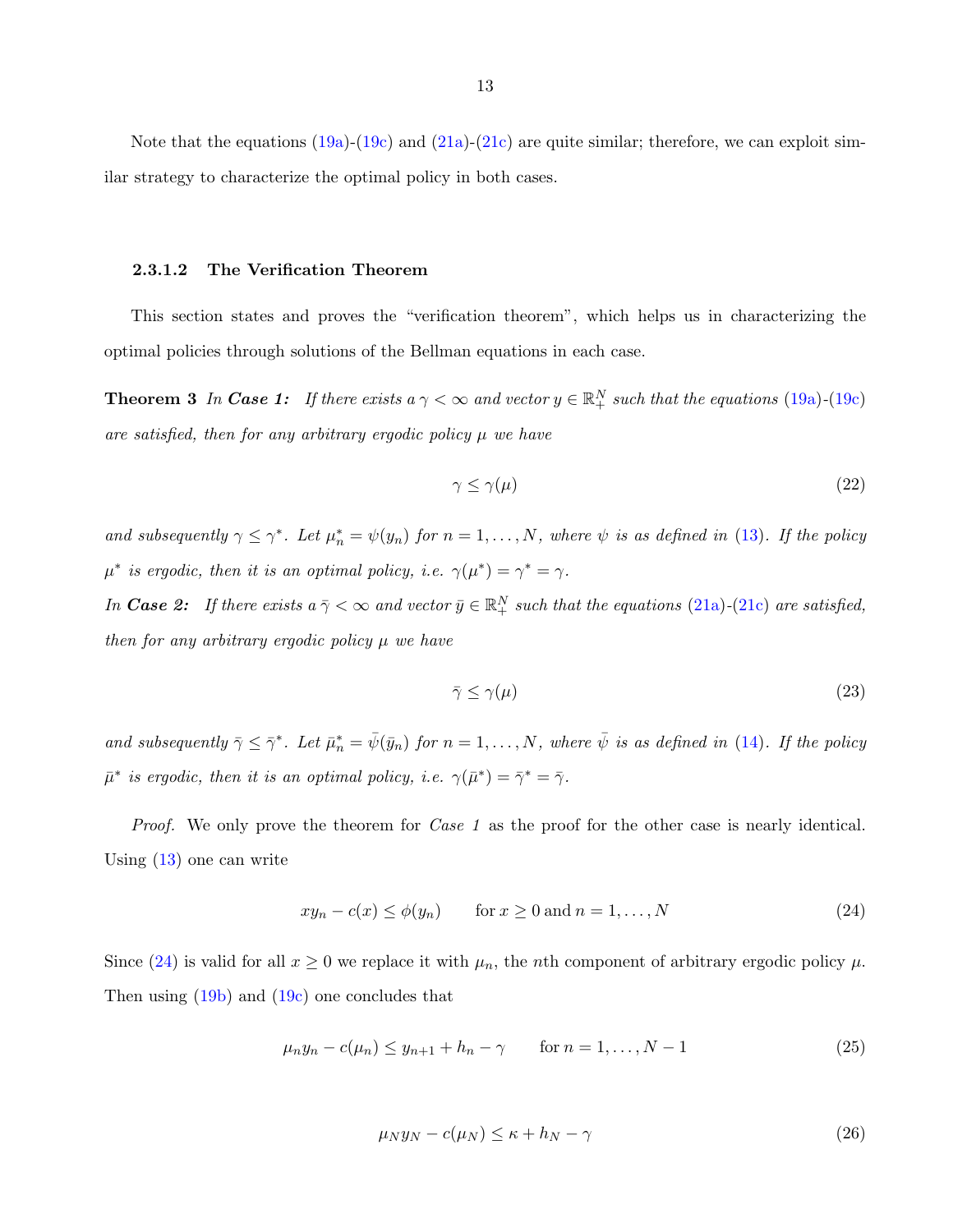Note that the equations (19a)-(19c) and (21a)-(21c) are quite similar; therefore, we can exploit similar strategy to characterize the optimal policy in both cases.

#### 2.3.1.2 The Verification Theorem

This section states and proves the "verification theorem", which helps us in characterizing the optimal policies through solutions of the Bellman equations in each case.

**Theorem 3** *In **Case 1:** If there exists a $\gamma < \infty$ and vector $y \in \mathbb{R}_+^N$ such that the equations (19a)-(19c) are satisfied, then for any arbitrary ergodic policy $\mu$ we have*

$$\gamma \leq \gamma(\mu) \tag{22}$$

*and subsequently $\gamma \leq \gamma^*$. Let $\mu_n^* = \psi(y_n)$ for $n = 1, \ldots, N$, where $\psi$ is as defined in (13). If the policy $\mu^*$ is ergodic, then it is an optimal policy, i.e. $\gamma(\mu^*) = \gamma^* = \gamma$.*
*In **Case 2:** If there exists a $\bar{\gamma} < \infty$ and vector $\bar{y} \in \mathbb{R}_+^N$ such that the equations (21a)-(21c) are satisfied, then for any arbitrary ergodic policy $\mu$ we have*

$$\bar{\gamma} \leq \gamma(\mu) \tag{23}$$

*and subsequently $\bar{\gamma} \leq \bar{\gamma}^*$. Let $\bar{\mu}_n^* = \bar{\psi}(\bar{y}_n)$ for $n = 1, \ldots, N$, where $\bar{\psi}$ is as defined in (14). If the policy $\bar{\mu}^*$ is ergodic, then it is an optimal policy, i.e. $\gamma(\bar{\mu}^*) = \bar{\gamma}^* = \bar{\gamma}$.*

*Proof.* We only prove the theorem for *Case 1* as the proof for the other case is nearly identical. Using (13) one can write

$$xy_n - c(x) \leq \phi(y_n) \qquad \text{for } x \geq 0 \text{ and } n = 1, \ldots, N \tag{24}$$

Since (24) is valid for all $x \geq 0$ we replace it with $\mu_n$, the $n$th component of arbitrary ergodic policy $\mu$. Then using (19b) and (19c) one concludes that

$$\mu_n y_n - c(\mu_n) \leq y_{n+1} + h_n - \gamma \qquad \text{for } n = 1, \ldots, N-1 \tag{25}$$

$$\mu_N y_N - c(\mu_N) \leq \kappa + h_N - \gamma \tag{26}$$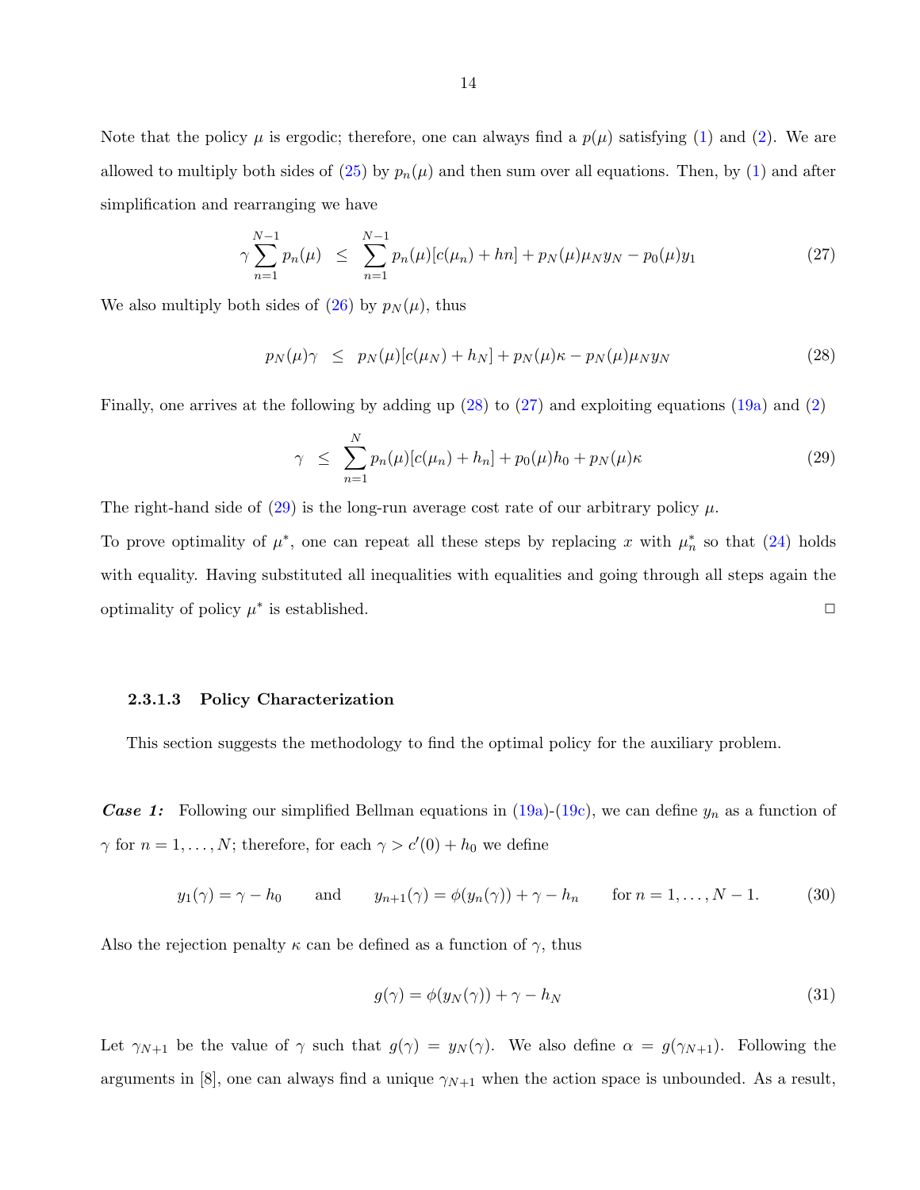Note that the policy $\mu$ is ergodic; therefore, one can always find a $p(\mu)$ satisfying (1) and (2). We are allowed to multiply both sides of (25) by $p_n(\mu)$ and then sum over all equations. Then, by (1) and after simplification and rearranging we have

$$\gamma \sum_{n=1}^{N-1} p_n(\mu) \;\; \leq \;\; \sum_{n=1}^{N-1} p_n(\mu)[c(\mu_n) + hn] + p_N(\mu)\mu_N y_N - p_0(\mu) y_1 \tag{27}$$

We also multiply both sides of (26) by $p_N(\mu)$, thus

$$p_N(\mu)\gamma \;\; \leq \;\; p_N(\mu)[c(\mu_N) + h_N] + p_N(\mu)\kappa - p_N(\mu)\mu_N y_N \tag{28}$$

Finally, one arrives at the following by adding up (28) to (27) and exploiting equations (19a) and (2)

$$\gamma \;\; \leq \;\; \sum_{n=1}^{N} p_n(\mu)[c(\mu_n) + h_n] + p_0(\mu)h_0 + p_N(\mu)\kappa \tag{29}$$

The right-hand side of (29) is the long-run average cost rate of our arbitrary policy $\mu$.

To prove optimality of $\mu^*$, one can repeat all these steps by replacing $x$ with $\mu_n^*$ so that (24) holds with equality. Having substituted all inequalities with equalities and going through all steps again the optimality of policy $\mu^*$ is established. □

#### 2.3.1.3 Policy Characterization

This section suggests the methodology to find the optimal policy for the auxiliary problem.

***Case 1:*** Following our simplified Bellman equations in (19a)-(19c), we can define $y_n$ as a function of $\gamma$ for $n = 1, \ldots, N$; therefore, for each $\gamma > c'(0) + h_0$ we define

$$y_1(\gamma) = \gamma - h_0 \qquad \text{and} \qquad y_{n+1}(\gamma) = \phi(y_n(\gamma)) + \gamma - h_n \qquad \text{for } n = 1, \ldots, N-1. \tag{30}$$

Also the rejection penalty $\kappa$ can be defined as a function of $\gamma$, thus

$$g(\gamma) = \phi(y_N(\gamma)) + \gamma - h_N \tag{31}$$

Let $\gamma_{N+1}$ be the value of $\gamma$ such that $g(\gamma) = y_N(\gamma)$. We also define $\alpha = g(\gamma_{N+1})$. Following the arguments in [8], one can always find a unique $\gamma_{N+1}$ when the action space is unbounded. As a result,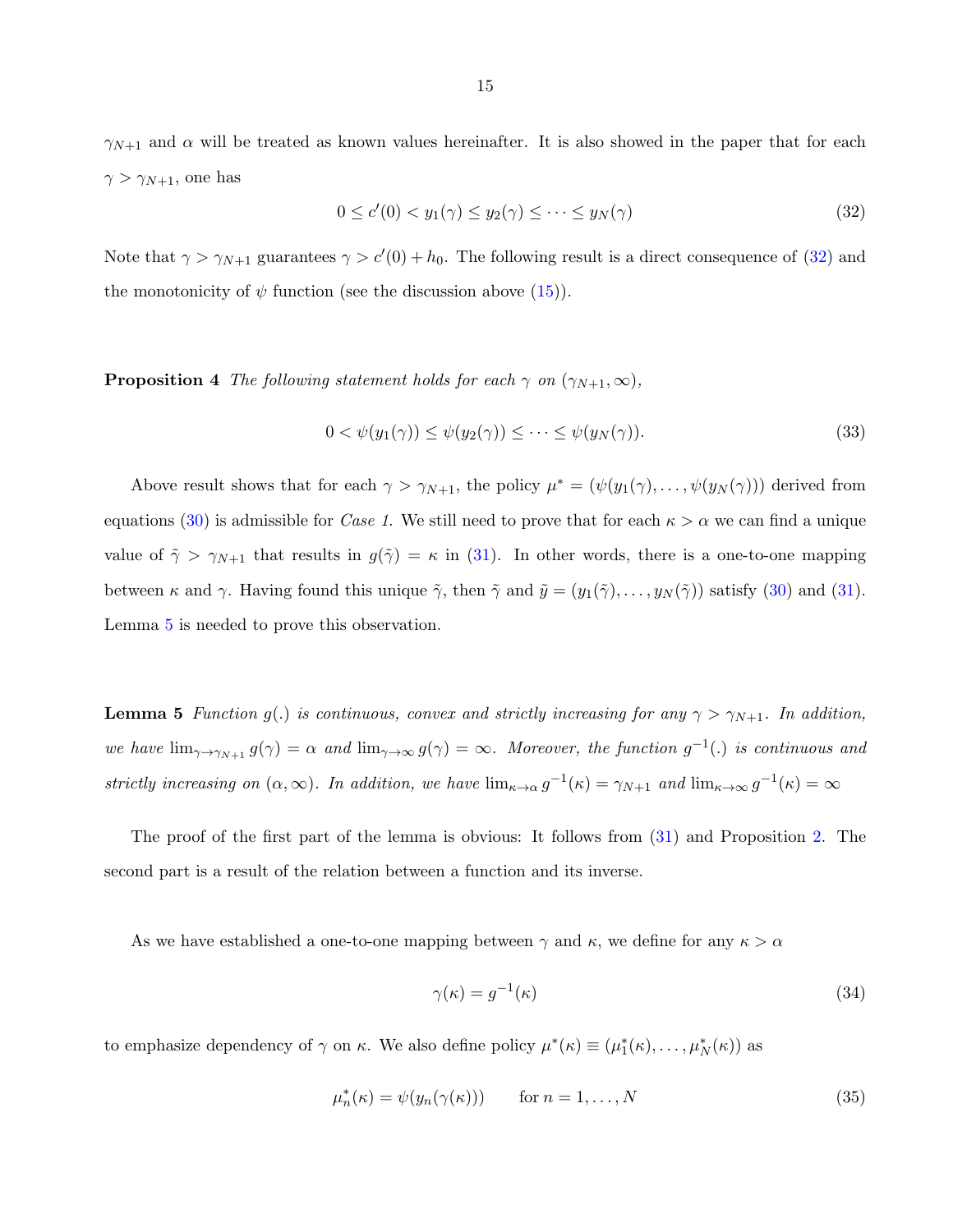$\gamma_{N+1}$ and $\alpha$ will be treated as known values hereinafter. It is also showed in the paper that for each $\gamma > \gamma_{N+1}$, one has

$$0 \leq c'(0) < y_1(\gamma) \leq y_2(\gamma) \leq \cdots \leq y_N(\gamma) \tag{32}$$

Note that $\gamma > \gamma_{N+1}$ guarantees $\gamma > c'(0) + h_0$. The following result is a direct consequence of (32) and the monotonicity of $\psi$ function (see the discussion above (15)).

**Proposition 4** *The following statement holds for each $\gamma$ on $(\gamma_{N+1}, \infty)$,*

$$0 < \psi(y_1(\gamma)) \leq \psi(y_2(\gamma)) \leq \cdots \leq \psi(y_N(\gamma)). \tag{33}$$

Above result shows that for each $\gamma > \gamma_{N+1}$, the policy $\mu^* = (\psi(y_1(\gamma), \ldots, \psi(y_N(\gamma)))$ derived from equations (30) is admissible for *Case 1.* We still need to prove that for each $\kappa > \alpha$ we can find a unique value of $\tilde{\gamma} > \gamma_{N+1}$ that results in $g(\tilde{\gamma}) = \kappa$ in (31). In other words, there is a one-to-one mapping between $\kappa$ and $\gamma$. Having found this unique $\tilde{\gamma}$, then $\tilde{\gamma}$ and $\tilde{y} = (y_1(\tilde{\gamma}), \ldots, y_N(\tilde{\gamma}))$ satisfy (30) and (31). Lemma 5 is needed to prove this observation.

**Lemma 5** *Function $g(.)$ is continuous, convex and strictly increasing for any $\gamma > \gamma_{N+1}$. In addition, we have $\lim_{\gamma \to \gamma_{N+1}} g(\gamma) = \alpha$ and $\lim_{\gamma \to \infty} g(\gamma) = \infty$. Moreover, the function $g^{-1}(.)$ is continuous and strictly increasing on $(\alpha, \infty)$. In addition, we have $\lim_{\kappa \to \alpha} g^{-1}(\kappa) = \gamma_{N+1}$ and $\lim_{\kappa \to \infty} g^{-1}(\kappa) = \infty$*

The proof of the first part of the lemma is obvious: It follows from (31) and Proposition 2. The second part is a result of the relation between a function and its inverse.

As we have established a one-to-one mapping between $\gamma$ and $\kappa$, we define for any $\kappa > \alpha$

$$\gamma(\kappa) = g^{-1}(\kappa) \tag{34}$$

to emphasize dependency of $\gamma$ on $\kappa$. We also define policy $\mu^*(\kappa) \equiv (\mu_1^*(\kappa), \ldots, \mu_N^*(\kappa))$ as

$$\mu_n^*(\kappa) = \psi(y_n(\gamma(\kappa))) \qquad \text{for } n = 1, \ldots, N \tag{35}$$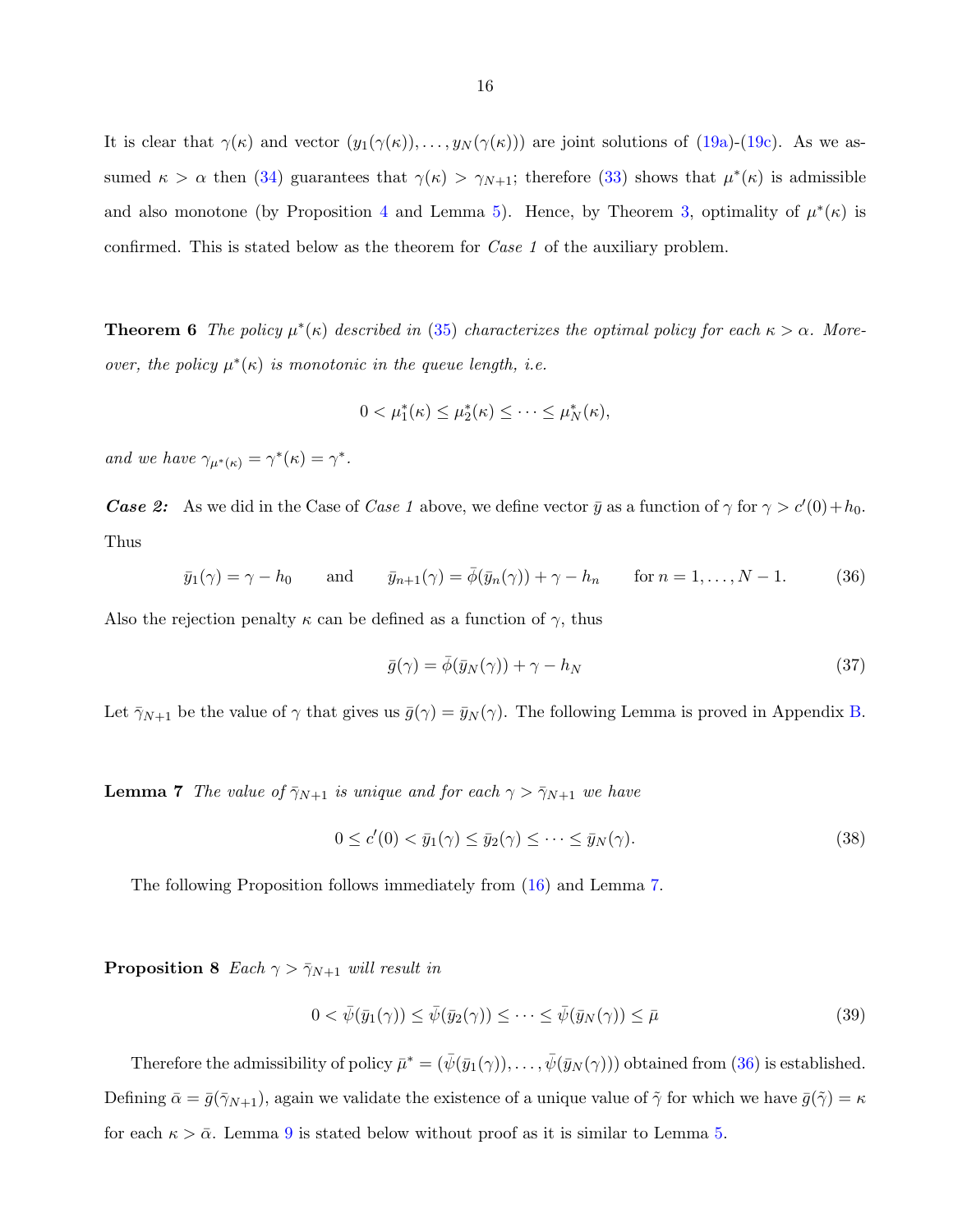It is clear that $\gamma(\kappa)$ and vector $(y_1(\gamma(\kappa)), \ldots, y_N(\gamma(\kappa)))$ are joint solutions of (19a)-(19c). As we assumed $\kappa > \alpha$ then (34) guarantees that $\gamma(\kappa) > \gamma_{N+1}$; therefore (33) shows that $\mu^*(\kappa)$ is admissible and also monotone (by Proposition 4 and Lemma 5). Hence, by Theorem 3, optimality of $\mu^*(\kappa)$ is confirmed. This is stated below as the theorem for *Case 1* of the auxiliary problem.

**Theorem 6** *The policy $\mu^*(\kappa)$ described in (35) characterizes the optimal policy for each $\kappa > \alpha$. Moreover, the policy $\mu^*(\kappa)$ is monotonic in the queue length, i.e.*

$$0 < \mu_1^*(\kappa) \leq \mu_2^*(\kappa) \leq \cdots \leq \mu_N^*(\kappa),$$

*and we have $\gamma_{\mu^*(\kappa)} = \gamma^*(\kappa) = \gamma^*$.*

***Case 2:*** As we did in the Case of *Case 1* above, we define vector $\bar{y}$ as a function of $\gamma$ for $\gamma > c'(0) + h_0$. Thus

$$\bar{y}_1(\gamma) = \gamma - h_0 \qquad \text{and} \qquad \bar{y}_{n+1}(\gamma) = \bar{\phi}(\bar{y}_n(\gamma)) + \gamma - h_n \qquad \text{for } n = 1, \ldots, N-1. \tag{36}$$

Also the rejection penalty $\kappa$ can be defined as a function of $\gamma$, thus

$$\bar{g}(\gamma) = \bar{\phi}(\bar{y}_N(\gamma)) + \gamma - h_N \tag{37}$$

Let $\bar{\gamma}_{N+1}$ be the value of $\gamma$ that gives us $\bar{g}(\gamma) = \bar{y}_N(\gamma)$. The following Lemma is proved in Appendix B.

**Lemma 7** *The value of $\bar{\gamma}_{N+1}$ is unique and for each $\gamma > \bar{\gamma}_{N+1}$ we have*

$$0 \leq c'(0) < \bar{y}_1(\gamma) \leq \bar{y}_2(\gamma) \leq \cdots \leq \bar{y}_N(\gamma). \tag{38}$$

The following Proposition follows immediately from (16) and Lemma 7.

**Proposition 8** *Each $\gamma > \bar{\gamma}_{N+1}$ will result in*

$$0 < \bar{\psi}(\bar{y}_1(\gamma)) \leq \bar{\psi}(\bar{y}_2(\gamma)) \leq \cdots \leq \bar{\psi}(\bar{y}_N(\gamma)) \leq \bar{\mu} \tag{39}$$

Therefore the admissibility of policy $\bar{\mu}^* = (\bar{\psi}(\bar{y}_1(\gamma)), \ldots, \bar{\psi}(\bar{y}_N(\gamma)))$ obtained from (36) is established. Defining $\bar{\alpha} = \bar{g}(\bar{\gamma}_{N+1})$, again we validate the existence of a unique value of $\tilde{\gamma}$ for which we have $\bar{g}(\tilde{\gamma}) = \kappa$ for each $\kappa > \bar{\alpha}$. Lemma 9 is stated below without proof as it is similar to Lemma 5.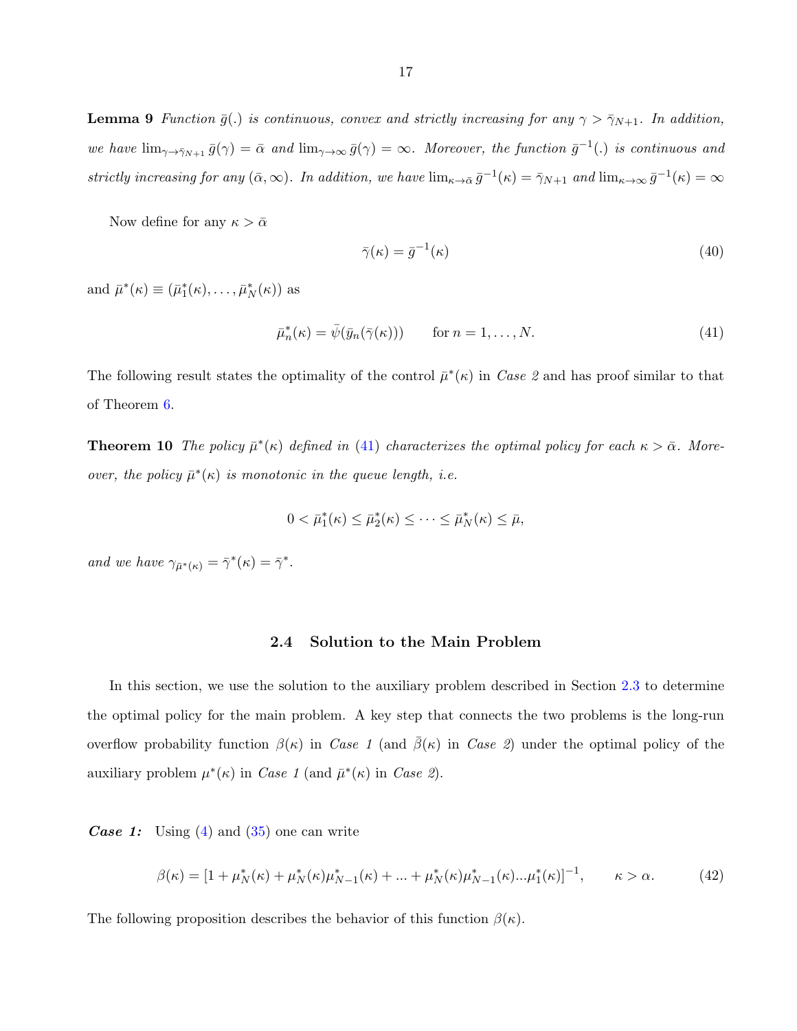**Lemma 9** *Function $\bar{g}(.)$ is continuous, convex and strictly increasing for any $\gamma > \bar{\gamma}_{N+1}$. In addition, we have $\lim_{\gamma \to \bar{\gamma}_{N+1}} \bar{g}(\gamma) = \bar{\alpha}$ and $\lim_{\gamma \to \infty} \bar{g}(\gamma) = \infty$. Moreover, the function $\bar{g}^{-1}(.)$ is continuous and strictly increasing for any $(\bar{\alpha}, \infty)$. In addition, we have $\lim_{\kappa \to \bar{\alpha}} \bar{g}^{-1}(\kappa) = \bar{\gamma}_{N+1}$ and $\lim_{\kappa \to \infty} \bar{g}^{-1}(\kappa) = \infty$*

Now define for any $\kappa > \bar{\alpha}$

$$\bar{\gamma}(\kappa) = \bar{g}^{-1}(\kappa) \tag{40}$$

and $\bar{\mu}^*(\kappa) \equiv (\bar{\mu}_1^*(\kappa), \ldots, \bar{\mu}_N^*(\kappa))$ as

$$\bar{\mu}_n^*(\kappa) = \bar{\psi}(\bar{y}_n(\bar{\gamma}(\kappa))) \qquad \text{for } n = 1, \ldots, N. \tag{41}$$

The following result states the optimality of the control $\bar{\mu}^*(\kappa)$ in *Case 2* and has proof similar to that of Theorem 6.

**Theorem 10** *The policy $\bar{\mu}^*(\kappa)$ defined in (41) characterizes the optimal policy for each $\kappa > \bar{\alpha}$. Moreover, the policy $\bar{\mu}^*(\kappa)$ is monotonic in the queue length, i.e.*

$$0 < \bar{\mu}_1^*(\kappa) \leq \bar{\mu}_2^*(\kappa) \leq \cdots \leq \bar{\mu}_N^*(\kappa) \leq \bar{\mu},$$

*and we have $\gamma_{\bar{\mu}^*(\kappa)} = \bar{\gamma}^*(\kappa) = \bar{\gamma}^*$.*

### 2.4 Solution to the Main Problem

In this section, we use the solution to the auxiliary problem described in Section 2.3 to determine the optimal policy for the main problem. A key step that connects the two problems is the long-run overflow probability function $\beta(\kappa)$ in *Case 1* (and $\bar{\beta}(\kappa)$ in *Case 2*) under the optimal policy of the auxiliary problem $\mu^*(\kappa)$ in *Case 1* (and $\bar{\mu}^*(\kappa)$ in *Case 2*).

***Case 1:*** Using (4) and (35) one can write

$$\beta(\kappa) = [1 + \mu_N^*(\kappa) + \mu_N^*(\kappa)\mu_{N-1}^*(\kappa) + \ldots + \mu_N^*(\kappa)\mu_{N-1}^*(\kappa)\ldots\mu_1^*(\kappa)]^{-1}, \qquad \kappa > \alpha. \tag{42}$$

The following proposition describes the behavior of this function $\beta(\kappa)$.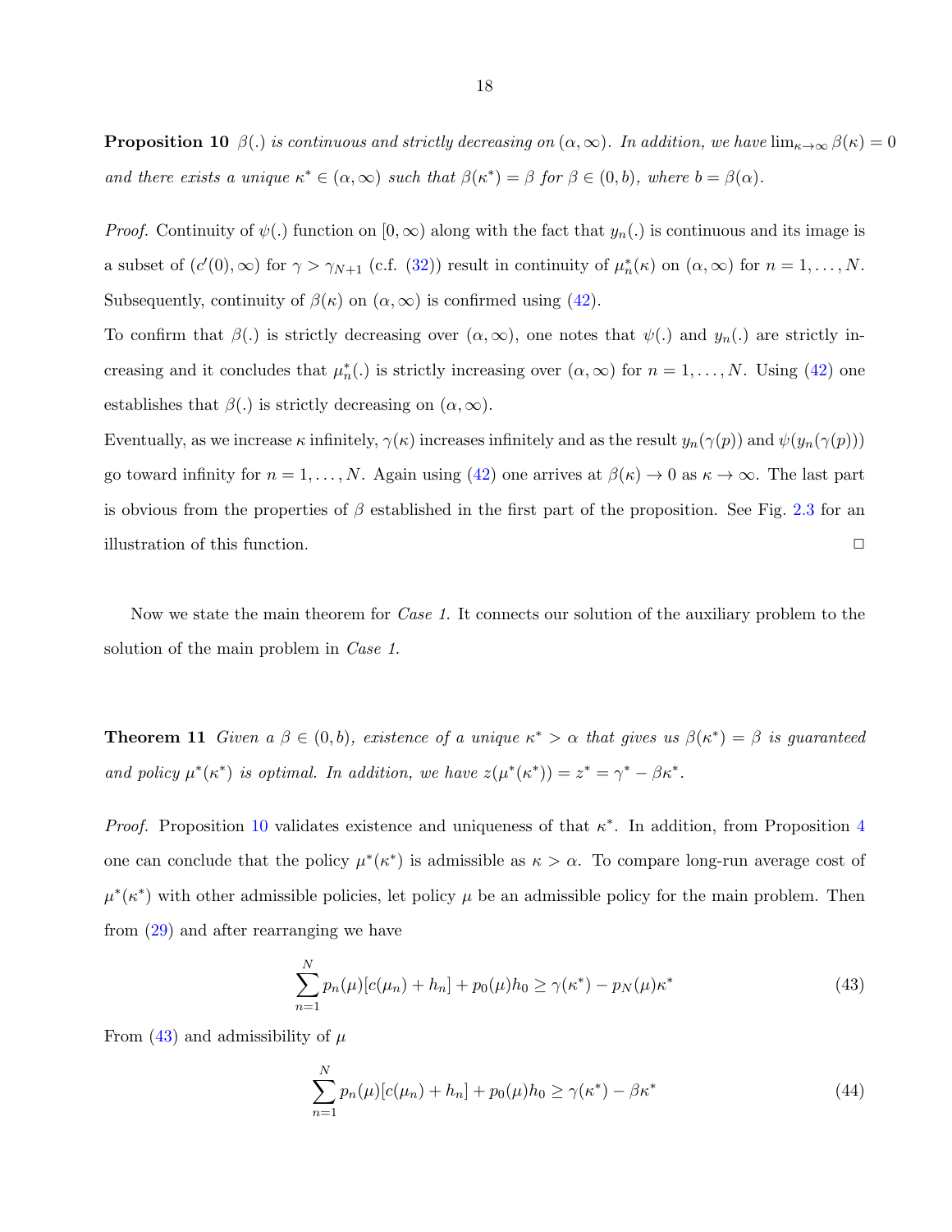**Proposition 10** *$\beta(.)$ is continuous and strictly decreasing on $(\alpha, \infty)$. In addition, we have $\lim_{\kappa\to\infty} \beta(\kappa) = 0$ and there exists a unique $\kappa^* \in (\alpha, \infty)$ such that $\beta(\kappa^*) = \beta$ for $\beta \in (0, b)$, where $b = \beta(\alpha)$.*

*Proof.* Continuity of $\psi(.)$ function on $[0, \infty)$ along with the fact that $y_n(.)$ is continuous and its image is a subset of $(c'(0), \infty)$ for $\gamma > \gamma_{N+1}$ (c.f. (32)) result in continuity of $\mu_n^*(\kappa)$ on $(\alpha, \infty)$ for $n = 1, \ldots, N$. Subsequently, continuity of $\beta(\kappa)$ on $(\alpha, \infty)$ is confirmed using (42).

To confirm that $\beta(.)$ is strictly decreasing over $(\alpha, \infty)$, one notes that $\psi(.)$ and $y_n(.)$ are strictly increasing and it concludes that $\mu_n^*(.)$ is strictly increasing over $(\alpha, \infty)$ for $n = 1, \ldots, N$. Using (42) one establishes that $\beta(.)$ is strictly decreasing on $(\alpha, \infty)$.

Eventually, as we increase $\kappa$ infinitely, $\gamma(\kappa)$ increases infinitely and as the result $y_n(\gamma(p))$ and $\psi(y_n(\gamma(p)))$ go toward infinity for $n = 1, \ldots, N$. Again using (42) one arrives at $\beta(\kappa) \to 0$ as $\kappa \to \infty$. The last part is obvious from the properties of $\beta$ established in the first part of the proposition. See Fig. 2.3 for an illustration of this function. □

Now we state the main theorem for *Case 1*. It connects our solution of the auxiliary problem to the solution of the main problem in *Case 1*.

**Theorem 11** *Given a $\beta \in (0, b)$, existence of a unique $\kappa^* > \alpha$ that gives us $\beta(\kappa^*) = \beta$ is guaranteed and policy $\mu^*(\kappa^*)$ is optimal. In addition, we have $z(\mu^*(\kappa^*)) = z^* = \gamma^* - \beta\kappa^*$.*

*Proof.* Proposition 10 validates existence and uniqueness of that $\kappa^*$. In addition, from Proposition 4 one can conclude that the policy $\mu^*(\kappa^*)$ is admissible as $\kappa > \alpha$. To compare long-run average cost of $\mu^*(\kappa^*)$ with other admissible policies, let policy $\mu$ be an admissible policy for the main problem. Then from (29) and after rearranging we have

$$\sum_{n=1}^{N} p_n(\mu)[c(\mu_n) + h_n] + p_0(\mu)h_0 \geq \gamma(\kappa^*) - p_N(\mu)\kappa^* \tag{43}$$

From (43) and admissibility of $\mu$

$$\sum_{n=1}^{N} p_n(\mu)[c(\mu_n) + h_n] + p_0(\mu)h_0 \geq \gamma(\kappa^*) - \beta\kappa^* \tag{44}$$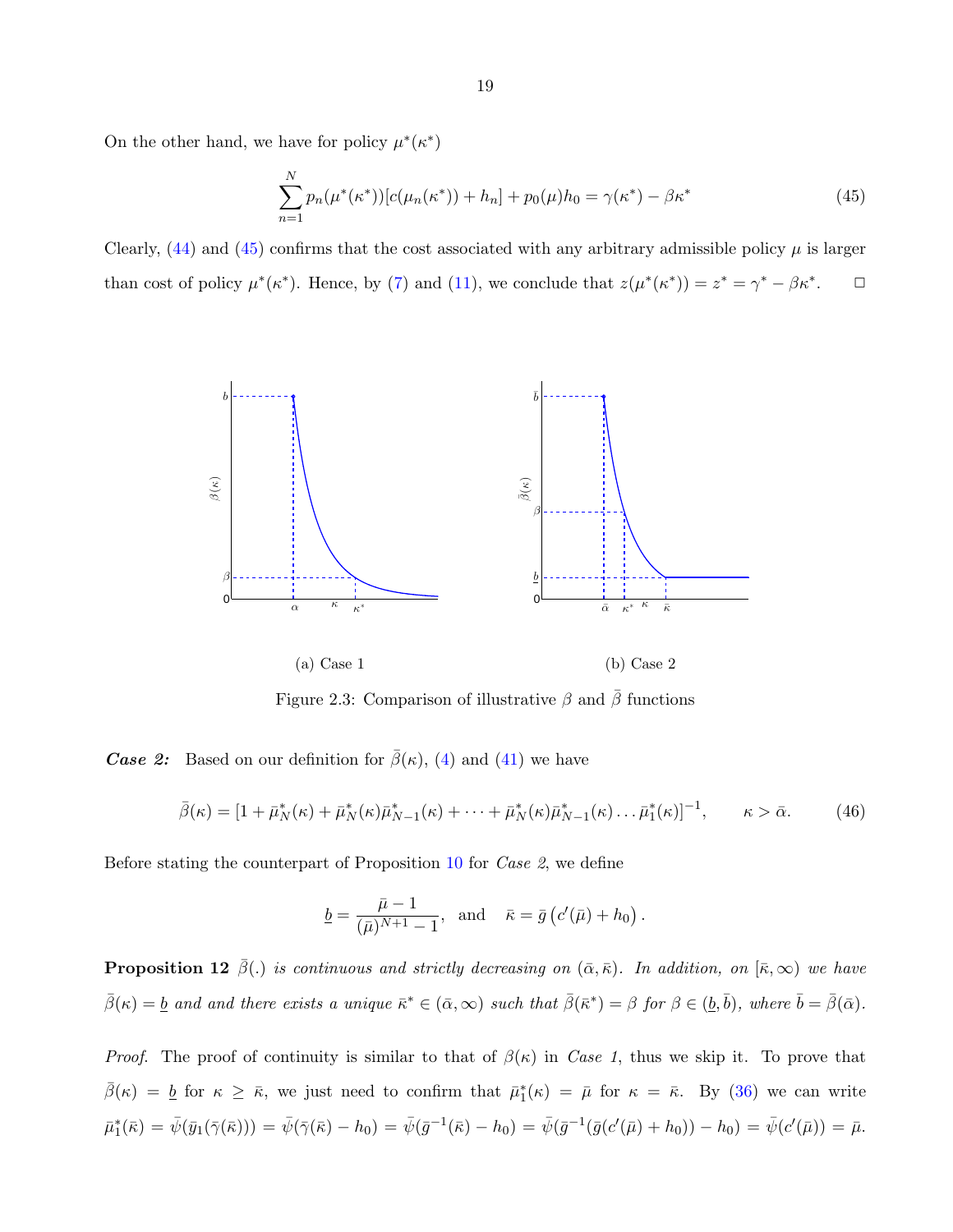On the other hand, we have for policy $\mu^*(\kappa^*)$

$$\sum_{n=1}^{N} p_n(\mu^*(\kappa^*))[c(\mu_n(\kappa^*)) + h_n] + p_0(\mu)h_0 = \gamma(\kappa^*) - \beta\kappa^* \tag{45}$$

Clearly, (44) and (45) confirms that the cost associated with any arbitrary admissible policy $\mu$ is larger than cost of policy $\mu^*(\kappa^*)$. Hence, by (7) and (11), we conclude that $z(\mu^*(\kappa^*)) = z^* = \gamma^* - \beta\kappa^*$. □

(a) Case 1

(b) Case 2

Figure 2.3: Comparison of illustrative $\beta$ and $\bar{\beta}$ functions

***Case 2:*** Based on our definition for $\bar{\beta}(\kappa)$, (4) and (41) we have

$$\bar{\beta}(\kappa) = [1 + \bar{\mu}_N^*(\kappa) + \bar{\mu}_N^*(\kappa)\bar{\mu}_{N-1}^*(\kappa) + \cdots + \bar{\mu}_N^*(\kappa)\bar{\mu}_{N-1}^*(\kappa)\ldots\bar{\mu}_1^*(\kappa)]^{-1}, \qquad \kappa > \bar{\alpha}. \tag{46}$$

Before stating the counterpart of Proposition 10 for *Case 2*, we define

$$\underline{b} = \frac{\bar{\mu} - 1}{(\bar{\mu})^{N+1} - 1}, \quad \text{and} \quad \bar{\kappa} = \bar{g}\left(c'(\bar{\mu}) + h_0\right).$$

**Proposition 12** *$\bar{\beta}(.)$ is continuous and strictly decreasing on $(\bar{\alpha}, \bar{\kappa})$. In addition, on $[\bar{\kappa}, \infty)$ we have $\bar{\beta}(\kappa) = \underline{b}$ and and there exists a unique $\bar{\kappa}^* \in (\bar{\alpha}, \infty)$ such that $\bar{\beta}(\bar{\kappa}^*) = \beta$ for $\beta \in (\underline{b}, \bar{b})$, where $\bar{b} = \bar{\beta}(\bar{\alpha})$.*

*Proof.* The proof of continuity is similar to that of $\beta(\kappa)$ in *Case 1*, thus we skip it. To prove that $\bar{\beta}(\kappa) = \underline{b}$ for $\kappa \geq \bar{\kappa}$, we just need to confirm that $\bar{\mu}_1^*(\kappa) = \bar{\mu}$ for $\kappa = \bar{\kappa}$. By (36) we can write $\bar{\mu}_1^*(\bar{\kappa}) = \bar{\psi}(\bar{y}_1(\bar{\gamma}(\bar{\kappa}))) = \bar{\psi}(\bar{\gamma}(\bar{\kappa}) - h_0) = \bar{\psi}(\bar{g}^{-1}(\bar{\kappa}) - h_0) = \bar{\psi}(\bar{g}^{-1}(\bar{g}(c'(\bar{\mu}) + h_0)) - h_0) = \bar{\psi}(c'(\bar{\mu})) = \bar{\mu}$.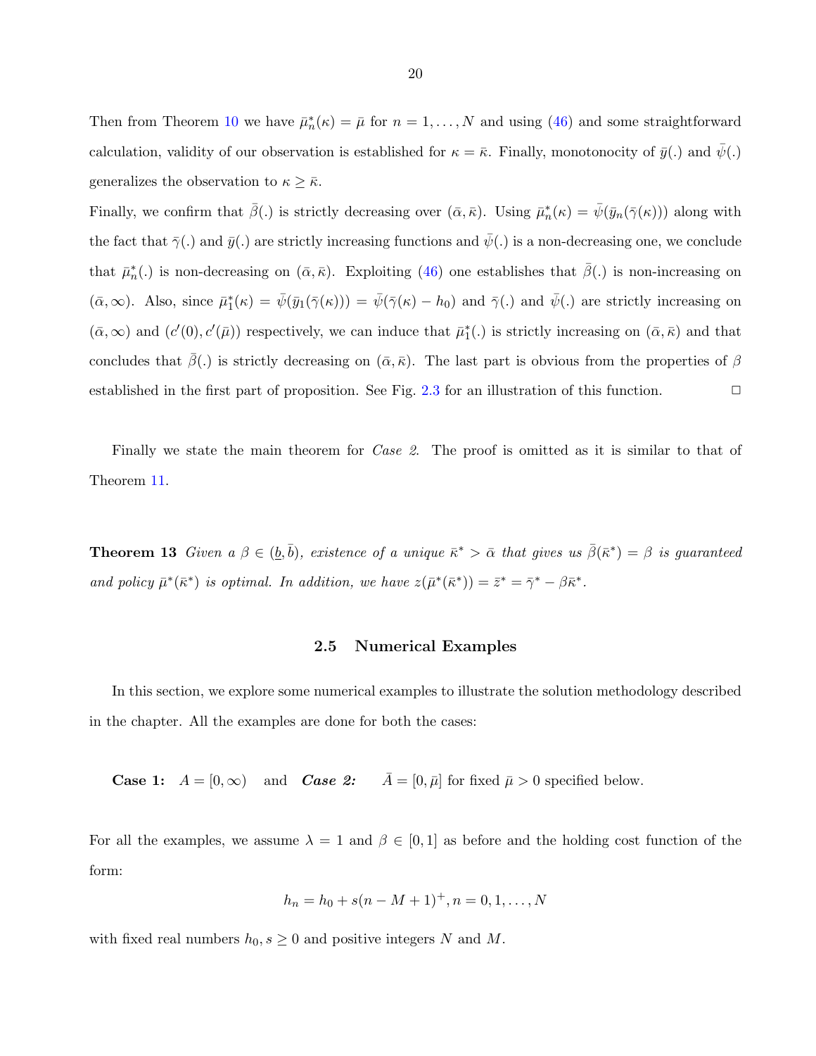Then from Theorem 10 we have $\bar{\mu}_n^*(\kappa) = \bar{\mu}$ for $n = 1, \ldots, N$ and using (46) and some straightforward calculation, validity of our observation is established for $\kappa = \bar{\kappa}$. Finally, monotonocity of $\bar{y}(.)$ and $\bar{\psi}(.)$ generalizes the observation to $\kappa \geq \bar{\kappa}$.

Finally, we confirm that $\bar{\beta}(.)$ is strictly decreasing over $(\bar{\alpha}, \bar{\kappa})$. Using $\bar{\mu}_n^*(\kappa) = \bar{\psi}(\bar{y}_n(\bar{\gamma}(\kappa)))$ along with the fact that $\bar{\gamma}(.)$ and $\bar{y}(.)$ are strictly increasing functions and $\bar{\psi}(.)$ is a non-decreasing one, we conclude that $\bar{\mu}_n^*(.)$ is non-decreasing on $(\bar{\alpha}, \bar{\kappa})$. Exploiting (46) one establishes that $\bar{\beta}(.)$ is non-increasing on $(\bar{\alpha}, \infty)$. Also, since $\bar{\mu}_1^*(\kappa) = \bar{\psi}(\bar{y}_1(\bar{\gamma}(\kappa))) = \bar{\psi}(\bar{\gamma}(\kappa) - h_0)$ and $\bar{\gamma}(.)$ and $\bar{\psi}(.)$ are strictly increasing on $(\bar{\alpha}, \infty)$ and $(c'(0), c'(\bar{\mu}))$ respectively, we can induce that $\bar{\mu}_1^*(.)$ is strictly increasing on $(\bar{\alpha}, \bar{\kappa})$ and that concludes that $\bar{\beta}(.)$ is strictly decreasing on $(\bar{\alpha}, \bar{\kappa})$. The last part is obvious from the properties of $\beta$ established in the first part of proposition. See Fig. 2.3 for an illustration of this function. □

Finally we state the main theorem for *Case 2*. The proof is omitted as it is similar to that of Theorem 11.

**Theorem 13** *Given a* $\beta \in (\underline{b}, \bar{b})$*, existence of a unique* $\bar{\kappa}^* > \bar{\alpha}$ *that gives us* $\bar{\beta}(\bar{\kappa}^*) = \beta$ *is guaranteed and policy* $\bar{\mu}^*(\bar{\kappa}^*)$ *is optimal. In addition, we have* $z(\bar{\mu}^*(\bar{\kappa}^*)) = \bar{z}^* = \bar{\gamma}^* - \beta\bar{\kappa}^*$.

## 2.5 Numerical Examples

In this section, we explore some numerical examples to illustrate the solution methodology described in the chapter. All the examples are done for both the cases:

**Case 1:** $A = [0, \infty)$ and ***Case 2:*** $\bar{A} = [0, \bar{\mu}]$ for fixed $\bar{\mu} > 0$ specified below.

For all the examples, we assume $\lambda = 1$ and $\beta \in [0, 1]$ as before and the holding cost function of the form:

$$h_n = h_0 + s(n - M + 1)^+, n = 0, 1, \ldots, N$$

with fixed real numbers $h_0, s \geq 0$ and positive integers $N$ and $M$.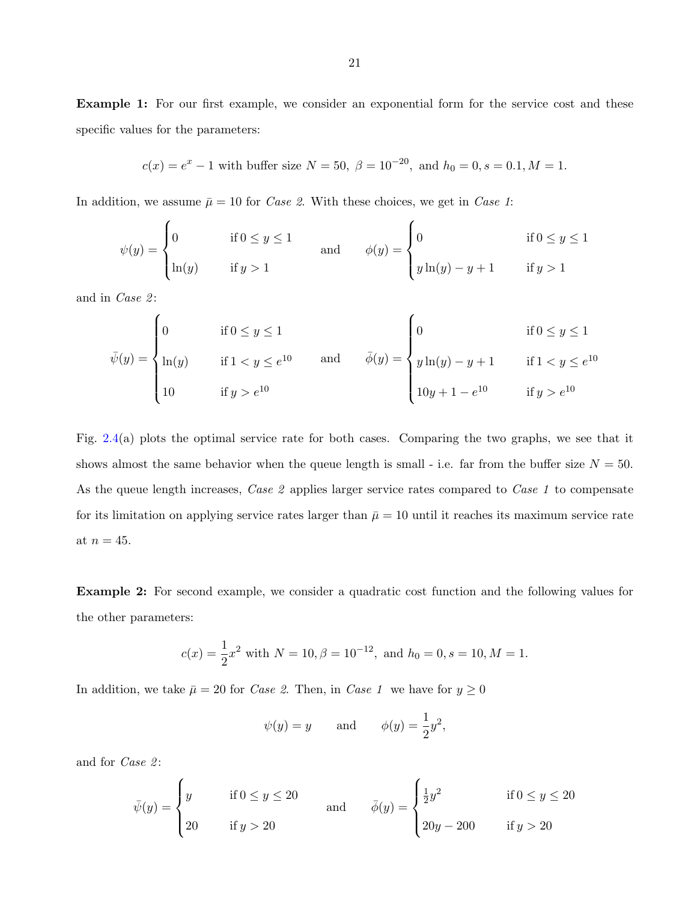**Example 1:** For our first example, we consider an exponential form for the service cost and these specific values for the parameters:

$$c(x) = e^x - 1 \text{ with buffer size } N = 50,\ \beta = 10^{-20},\ \text{and } h_0 = 0, s = 0.1, M = 1.$$

In addition, we assume $\bar{\mu} = 10$ for *Case 2*. With these choices, we get in *Case 1*:

$$\psi(y) = \begin{cases} 0 & \text{if } 0 \le y \le 1 \\ \ln(y) & \text{if } y > 1 \end{cases} \qquad \text{and} \qquad \phi(y) = \begin{cases} 0 & \text{if } 0 \le y \le 1 \\ y\ln(y) - y + 1 & \text{if } y > 1 \end{cases}$$

and in *Case 2*:

$$\bar{\psi}(y) = \begin{cases} 0 & \text{if } 0 \le y \le 1 \\ \ln(y) & \text{if } 1 < y \le e^{10} \\ 10 & \text{if } y > e^{10} \end{cases} \qquad \text{and} \qquad \bar{\phi}(y) = \begin{cases} 0 & \text{if } 0 \le y \le 1 \\ y\ln(y) - y + 1 & \text{if } 1 < y \le e^{10} \\ 10y + 1 - e^{10} & \text{if } y > e^{10} \end{cases}$$

Fig. 2.4(a) plots the optimal service rate for both cases. Comparing the two graphs, we see that it shows almost the same behavior when the queue length is small - i.e. far from the buffer size $N = 50$. As the queue length increases, *Case 2* applies larger service rates compared to *Case 1* to compensate for its limitation on applying service rates larger than $\bar{\mu} = 10$ until it reaches its maximum service rate at $n = 45$.

**Example 2:** For second example, we consider a quadratic cost function and the following values for the other parameters:

$$c(x) = \frac{1}{2}x^2 \text{ with } N = 10, \beta = 10^{-12},\ \text{and } h_0 = 0, s = 10, M = 1.$$

In addition, we take $\bar{\mu} = 20$ for *Case 2*. Then, in *Case 1* we have for $y \ge 0$

$$\psi(y) = y \qquad \text{and} \qquad \phi(y) = \frac{1}{2}y^2,$$

and for *Case 2*:

$$\bar{\psi}(y) = \begin{cases} y & \text{if } 0 \le y \le 20 \\ 20 & \text{if } y > 20 \end{cases} \qquad \text{and} \qquad \bar{\phi}(y) = \begin{cases} \frac{1}{2}y^2 & \text{if } 0 \le y \le 20 \\ 20y - 200 & \text{if } y > 20 \end{cases}$$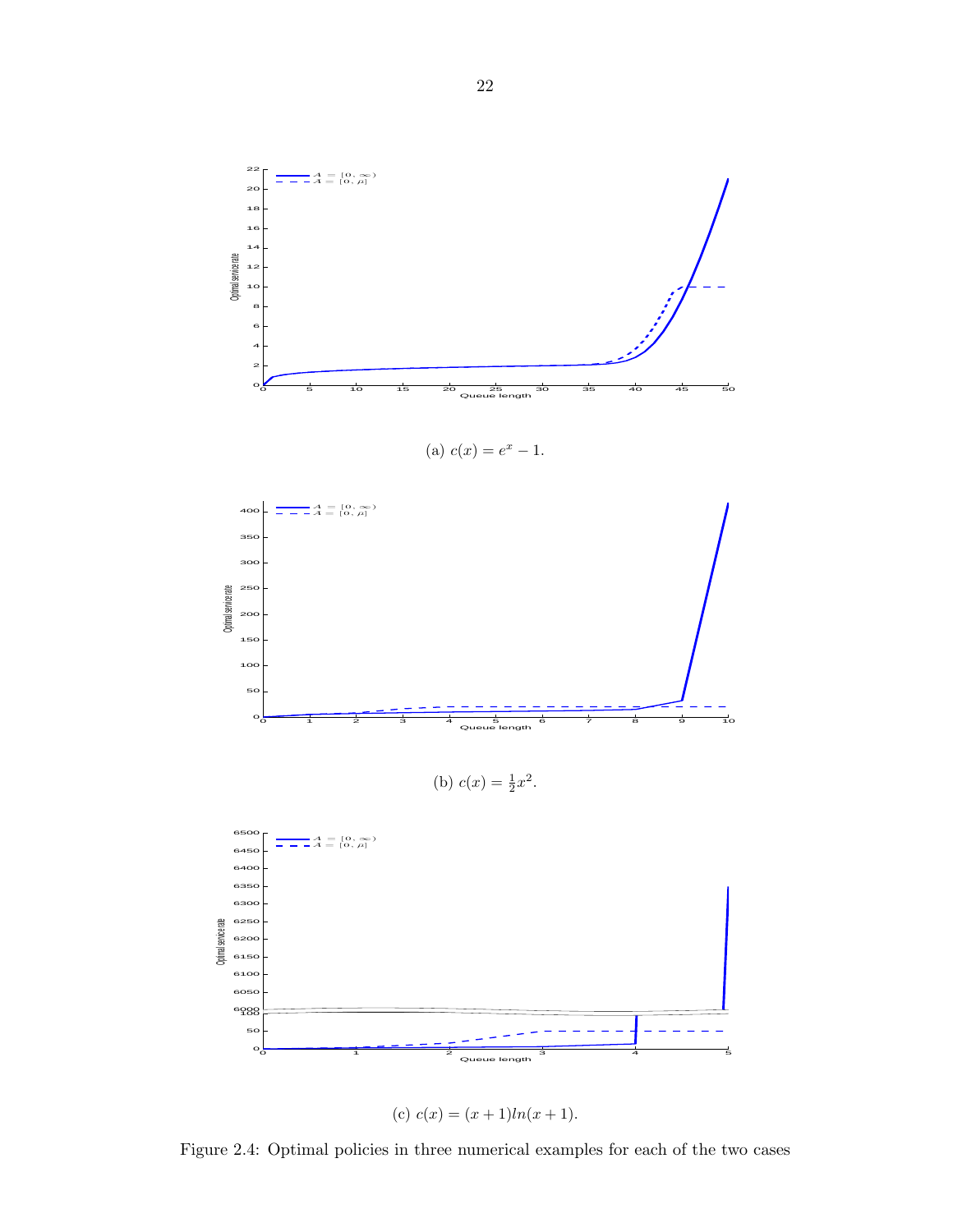(a) $c(x) = e^x - 1$.

(b) $c(x) = \frac{1}{2}x^2$.

(c) $c(x) = (x+1)ln(x+1)$.

Figure 2.4: Optimal policies in three numerical examples for each of the two cases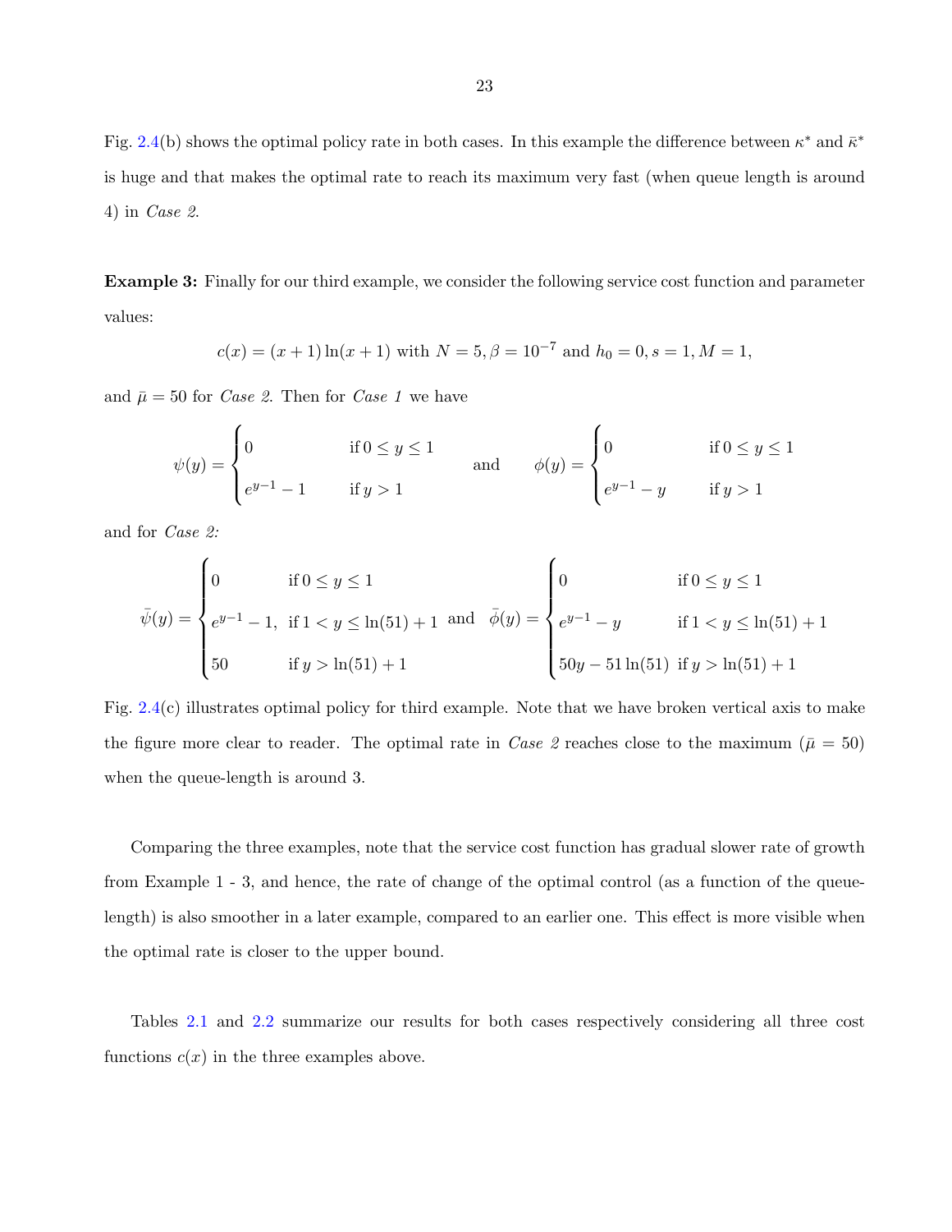Fig. 2.4(b) shows the optimal policy rate in both cases. In this example the difference between $\kappa^*$ and $\bar{\kappa}^*$ is huge and that makes the optimal rate to reach its maximum very fast (when queue length is around 4) in *Case 2*.

**Example 3:** Finally for our third example, we consider the following service cost function and parameter values:

$$c(x) = (x+1)\ln(x+1) \text{ with } N = 5, \beta = 10^{-7} \text{ and } h_0 = 0, s = 1, M = 1,$$

and $\bar{\mu} = 50$ for *Case 2*. Then for *Case 1* we have

$$\psi(y) = \begin{cases} 0 & \text{if } 0 \leq y \leq 1 \\ e^{y-1} - 1 & \text{if } y > 1 \end{cases} \quad \text{and} \quad \phi(y) = \begin{cases} 0 & \text{if } 0 \leq y \leq 1 \\ e^{y-1} - y & \text{if } y > 1 \end{cases}$$

and for *Case 2:*

$$\bar{\psi}(y) = \begin{cases} 0 & \text{if } 0 \leq y \leq 1 \\ e^{y-1} - 1, & \text{if } 1 < y \leq \ln(51) + 1 \\ 50 & \text{if } y > \ln(51) + 1 \end{cases} \text{ and } \bar{\phi}(y) = \begin{cases} 0 & \text{if } 0 \leq y \leq 1 \\ e^{y-1} - y & \text{if } 1 < y \leq \ln(51) + 1 \\ 50y - 51\ln(51) & \text{if } y > \ln(51) + 1 \end{cases}$$

Fig. 2.4(c) illustrates optimal policy for third example. Note that we have broken vertical axis to make the figure more clear to reader. The optimal rate in *Case 2* reaches close to the maximum ($\bar{\mu} = 50$) when the queue-length is around 3.

Comparing the three examples, note that the service cost function has gradual slower rate of growth from Example 1 - 3, and hence, the rate of change of the optimal control (as a function of the queue-length) is also smoother in a later example, compared to an earlier one. This effect is more visible when the optimal rate is closer to the upper bound.

Tables 2.1 and 2.2 summarize our results for both cases respectively considering all three cost functions $c(x)$ in the three examples above.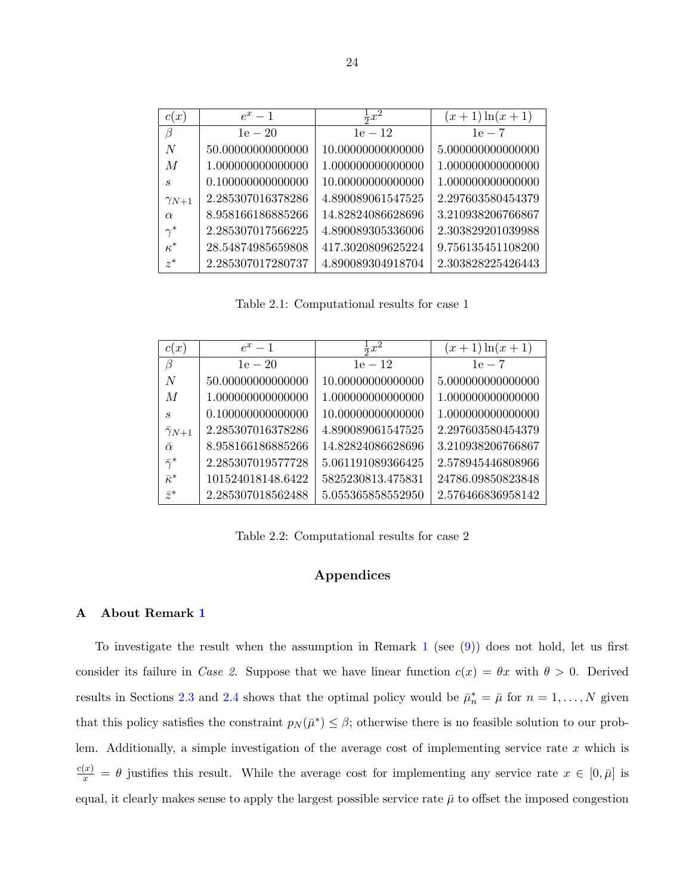| $c(x)$ | $e^x - 1$ | $\frac{1}{2}x^2$ | $(x+1)\ln(x+1)$ |
|---|---|---|---|
| $\beta$ | $1\mathrm{e}-20$ | $1\mathrm{e}-12$ | $1\mathrm{e}-7$ |
| $N$ | 50.00000000000000 | 10.00000000000000 | 5.000000000000000 |
| $M$ | 1.000000000000000 | 1.000000000000000 | 1.000000000000000 |
| $s$ | 0.100000000000000 | 10.00000000000000 | 1.000000000000000 |
| $\gamma_{N+1}$ | 2.285307016378286 | 4.890089061547525 | 2.297603580454379 |
| $\alpha$ | 8.958166186885266 | 14.82824086628696 | 3.210938206766867 |
| $\gamma^*$ | 2.285307017566225 | 4.890089305336006 | 2.303829201039988 |
| $\kappa^*$ | 28.54874985659808 | 417.3020809625224 | 9.756135451108200 |
| $z^*$ | 2.285307017280737 | 4.890089304918704 | 2.303828225426443 |

Table 2.1: Computational results for case 1

| $c(x)$ | $e^x - 1$ | $\frac{1}{2}x^2$ | $(x+1)\ln(x+1)$ |
|---|---|---|---|
| $\beta$ | $1\mathrm{e}-20$ | $1\mathrm{e}-12$ | $1\mathrm{e}-7$ |
| $N$ | 50.00000000000000 | 10.00000000000000 | 5.000000000000000 |
| $M$ | 1.000000000000000 | 1.000000000000000 | 1.000000000000000 |
| $s$ | 0.100000000000000 | 10.00000000000000 | 1.000000000000000 |
| $\bar{\gamma}_{N+1}$ | 2.285307016378286 | 4.890089061547525 | 2.297603580454379 |
| $\bar{\alpha}$ | 8.958166186885266 | 14.82824086628696 | 3.210938206766867 |
| $\bar{\gamma}^*$ | 2.285307019577728 | 5.061191089366425 | 2.578945446808966 |
| $\bar{\kappa}^*$ | 101524018148.6422 | 5825230813.475831 | 24786.09850823848 |
| $\bar{z}^*$ | 2.285307018562488 | 5.055365858552950 | 2.576466836958142 |

Table 2.2: Computational results for case 2

# Appendices

## A About Remark 1

To investigate the result when the assumption in Remark 1 (see (9)) does not hold, let us first consider its failure in *Case 2*. Suppose that we have linear function $c(x) = \theta x$ with $\theta > 0$. Derived results in Sections 2.3 and 2.4 shows that the optimal policy would be $\bar{\mu}_n^* = \bar{\mu}$ for $n = 1, \ldots, N$ given that this policy satisfies the constraint $p_N(\bar{\mu}^*) \leq \beta$; otherwise there is no feasible solution to our problem. Additionally, a simple investigation of the average cost of implementing service rate $x$ which is $\frac{c(x)}{x} = \theta$ justifies this result. While the average cost for implementing any service rate $x \in [0, \bar{\mu}]$ is equal, it clearly makes sense to apply the largest possible service rate $\bar{\mu}$ to offset the imposed congestion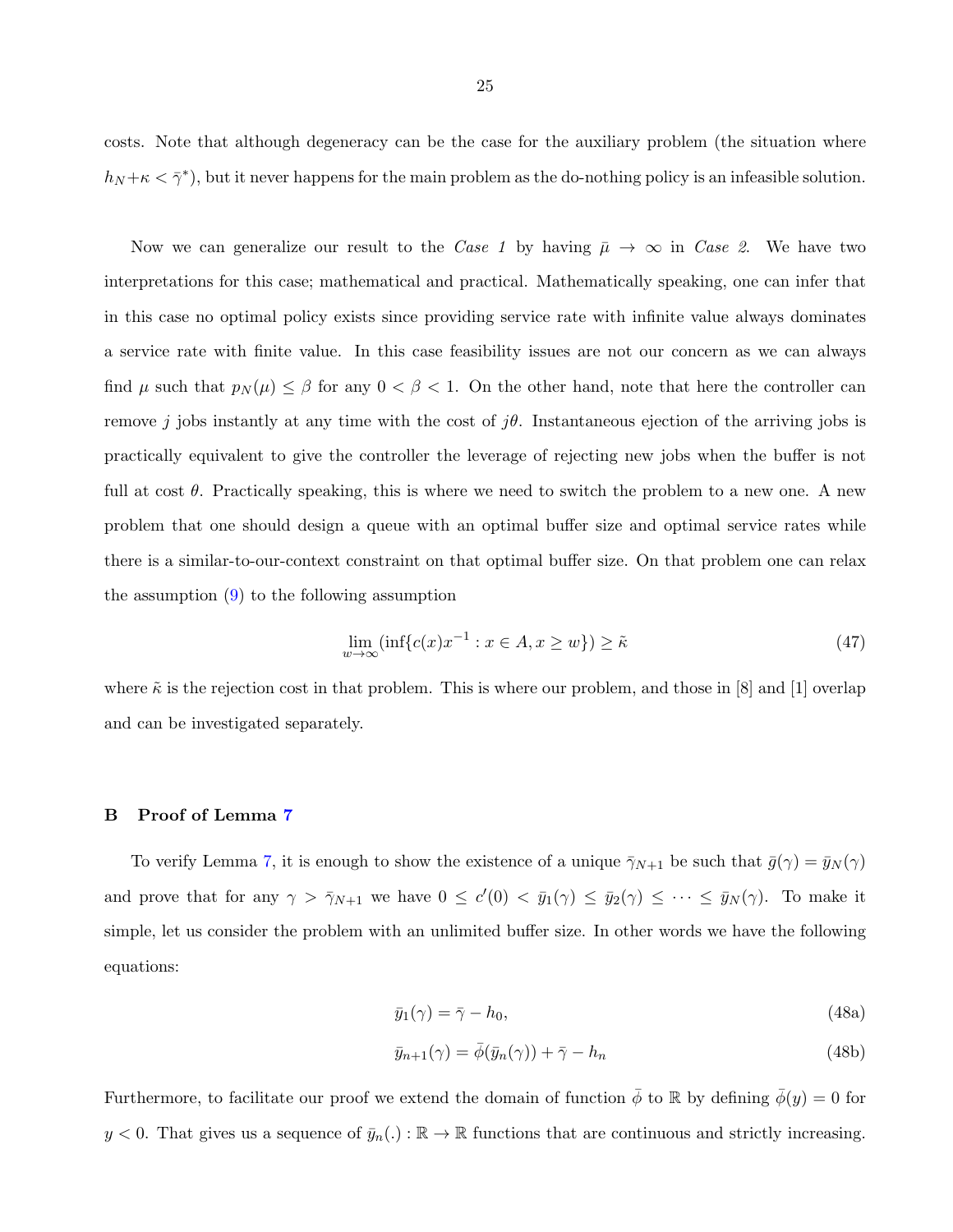costs. Note that although degeneracy can be the case for the auxiliary problem (the situation where $h_N+\kappa < \bar{\gamma}^*$), but it never happens for the main problem as the do-nothing policy is an infeasible solution.

Now we can generalize our result to the *Case 1* by having $\bar{\mu} \to \infty$ in *Case 2*. We have two interpretations for this case; mathematical and practical. Mathematically speaking, one can infer that in this case no optimal policy exists since providing service rate with infinite value always dominates a service rate with finite value. In this case feasibility issues are not our concern as we can always find $\mu$ such that $p_N(\mu) \leq \beta$ for any $0 < \beta < 1$. On the other hand, note that here the controller can remove $j$ jobs instantly at any time with the cost of $j\theta$. Instantaneous ejection of the arriving jobs is practically equivalent to give the controller the leverage of rejecting new jobs when the buffer is not full at cost $\theta$. Practically speaking, this is where we need to switch the problem to a new one. A new problem that one should design a queue with an optimal buffer size and optimal service rates while there is a similar-to-our-context constraint on that optimal buffer size. On that problem one can relax the assumption (9) to the following assumption

$$\lim_{w\to\infty}(\inf\{c(x)x^{-1} : x \in A, x \geq w\}) \geq \tilde{\kappa} \tag{47}$$

where $\tilde{\kappa}$ is the rejection cost in that problem. This is where our problem, and those in [8] and [1] overlap and can be investigated separately.

## B Proof of Lemma 7

To verify Lemma 7, it is enough to show the existence of a unique $\bar{\gamma}_{N+1}$ be such that $\bar{g}(\gamma) = \bar{y}_N(\gamma)$ and prove that for any $\gamma > \bar{\gamma}_{N+1}$ we have $0 \leq c'(0) < \bar{y}_1(\gamma) \leq \bar{y}_2(\gamma) \leq \cdots \leq \bar{y}_N(\gamma)$. To make it simple, let us consider the problem with an unlimited buffer size. In other words we have the following equations:

$$\bar{y}_1(\gamma) = \bar{\gamma} - h_0, \tag{48a}$$

$$\bar{y}_{n+1}(\gamma) = \bar{\phi}(\bar{y}_n(\gamma)) + \bar{\gamma} - h_n \tag{48b}$$

Furthermore, to facilitate our proof we extend the domain of function $\bar{\phi}$ to $\mathbb{R}$ by defining $\bar{\phi}(y) = 0$ for $y < 0$. That gives us a sequence of $\bar{y}_n(.) : \mathbb{R} \to \mathbb{R}$ functions that are continuous and strictly increasing.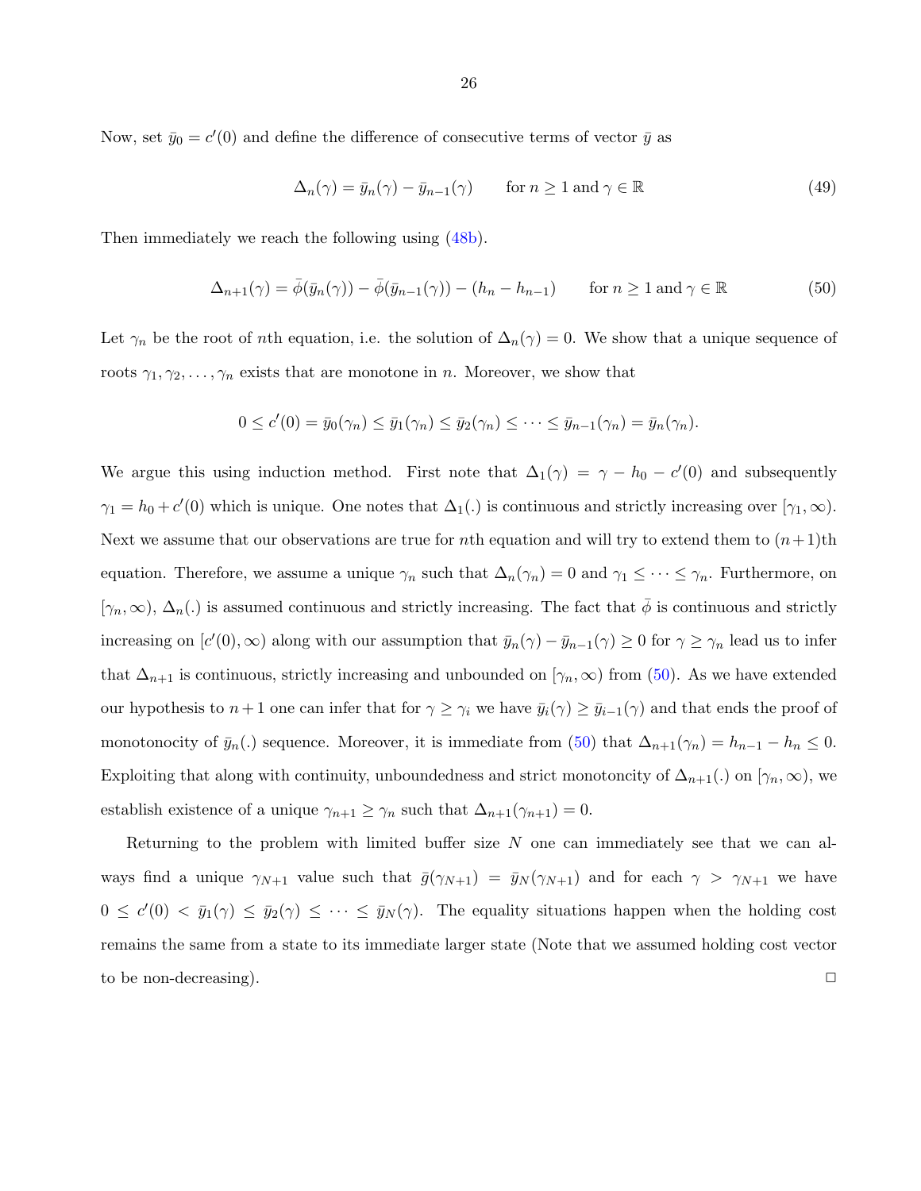Now, set $\bar{y}_0 = c'(0)$ and define the difference of consecutive terms of vector $\bar{y}$ as

$$\Delta_n(\gamma) = \bar{y}_n(\gamma) - \bar{y}_{n-1}(\gamma) \qquad \text{for } n \geq 1 \text{ and } \gamma \in \mathbb{R} \tag{49}$$

Then immediately we reach the following using (48b).

$$\Delta_{n+1}(\gamma) = \bar{\phi}(\bar{y}_n(\gamma)) - \bar{\phi}(\bar{y}_{n-1}(\gamma)) - (h_n - h_{n-1}) \qquad \text{for } n \geq 1 \text{ and } \gamma \in \mathbb{R} \tag{50}$$

Let $\gamma_n$ be the root of $n$th equation, i.e. the solution of $\Delta_n(\gamma) = 0$. We show that a unique sequence of roots $\gamma_1, \gamma_2, \ldots, \gamma_n$ exists that are monotone in $n$. Moreover, we show that

$$0 \leq c'(0) = \bar{y}_0(\gamma_n) \leq \bar{y}_1(\gamma_n) \leq \bar{y}_2(\gamma_n) \leq \cdots \leq \bar{y}_{n-1}(\gamma_n) = \bar{y}_n(\gamma_n).$$

We argue this using induction method. First note that $\Delta_1(\gamma) = \gamma - h_0 - c'(0)$ and subsequently $\gamma_1 = h_0 + c'(0)$ which is unique. One notes that $\Delta_1(.)$ is continuous and strictly increasing over $[\gamma_1, \infty)$. Next we assume that our observations are true for $n$th equation and will try to extend them to $(n+1)$th equation. Therefore, we assume a unique $\gamma_n$ such that $\Delta_n(\gamma_n) = 0$ and $\gamma_1 \leq \cdots \leq \gamma_n$. Furthermore, on $[\gamma_n, \infty)$, $\Delta_n(.)$ is assumed continuous and strictly increasing. The fact that $\bar{\phi}$ is continuous and strictly increasing on $[c'(0), \infty)$ along with our assumption that $\bar{y}_n(\gamma) - \bar{y}_{n-1}(\gamma) \geq 0$ for $\gamma \geq \gamma_n$ lead us to infer that $\Delta_{n+1}$ is continuous, strictly increasing and unbounded on $[\gamma_n, \infty)$ from (50). As we have extended our hypothesis to $n+1$ one can infer that for $\gamma \geq \gamma_i$ we have $\bar{y}_i(\gamma) \geq \bar{y}_{i-1}(\gamma)$ and that ends the proof of monotonocity of $\bar{y}_n(.)$ sequence. Moreover, it is immediate from (50) that $\Delta_{n+1}(\gamma_n) = h_{n-1} - h_n \leq 0$. Exploiting that along with continuity, unboundedness and strict monotoncity of $\Delta_{n+1}(.)$ on $[\gamma_n, \infty)$, we establish existence of a unique $\gamma_{n+1} \geq \gamma_n$ such that $\Delta_{n+1}(\gamma_{n+1}) = 0$.

Returning to the problem with limited buffer size $N$ one can immediately see that we can always find a unique $\gamma_{N+1}$ value such that $\bar{g}(\gamma_{N+1}) = \bar{y}_N(\gamma_{N+1})$ and for each $\gamma > \gamma_{N+1}$ we have $0 \leq c'(0) < \bar{y}_1(\gamma) \leq \bar{y}_2(\gamma) \leq \cdots \leq \bar{y}_N(\gamma)$. The equality situations happen when the holding cost remains the same from a state to its immediate larger state (Note that we assumed holding cost vector to be non-decreasing). □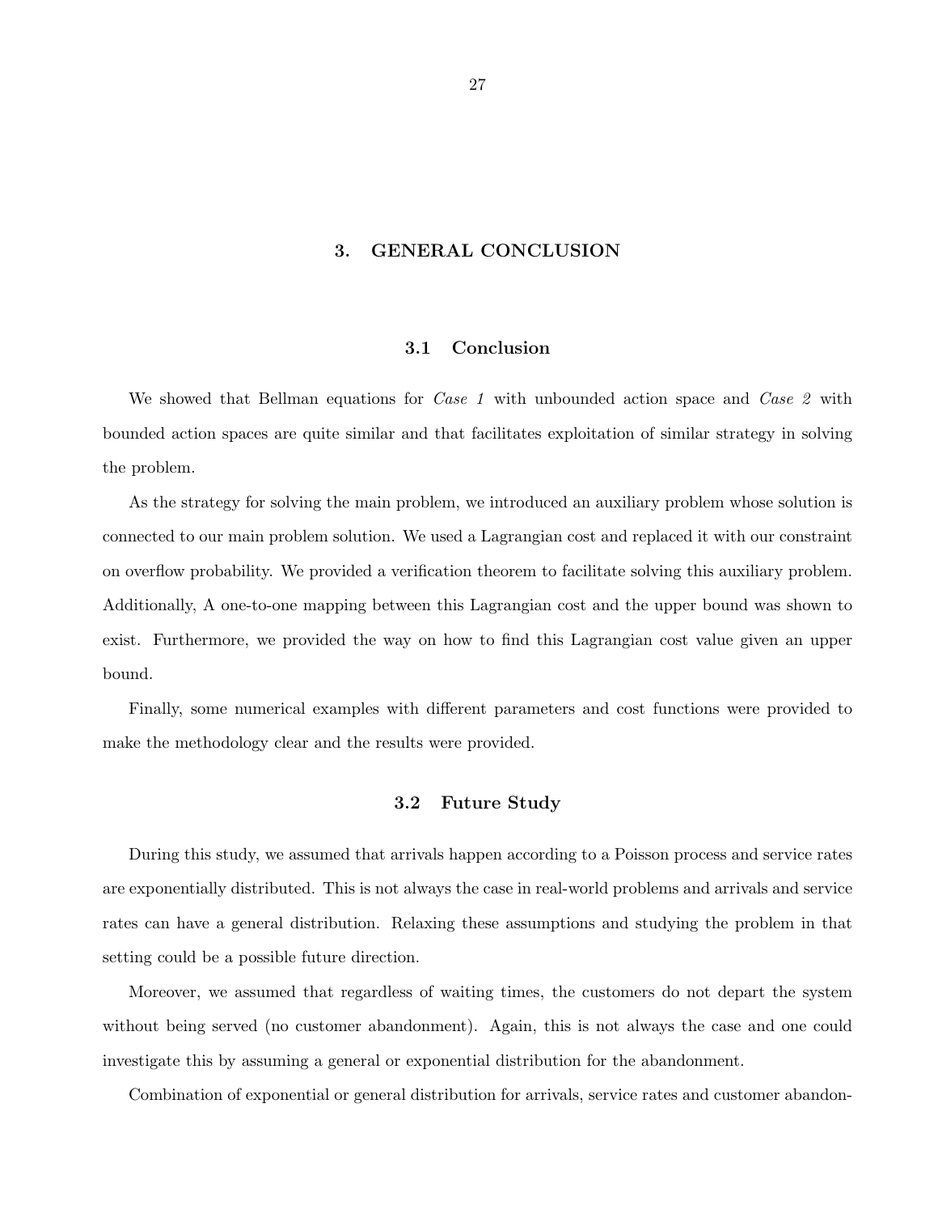# 3. GENERAL CONCLUSION

## 3.1 Conclusion

We showed that Bellman equations for *Case 1* with unbounded action space and *Case 2* with bounded action spaces are quite similar and that facilitates exploitation of similar strategy in solving the problem.

As the strategy for solving the main problem, we introduced an auxiliary problem whose solution is connected to our main problem solution. We used a Lagrangian cost and replaced it with our constraint on overflow probability. We provided a verification theorem to facilitate solving this auxiliary problem. Additionally, A one-to-one mapping between this Lagrangian cost and the upper bound was shown to exist. Furthermore, we provided the way on how to find this Lagrangian cost value given an upper bound.

Finally, some numerical examples with different parameters and cost functions were provided to make the methodology clear and the results were provided.

## 3.2 Future Study

During this study, we assumed that arrivals happen according to a Poisson process and service rates are exponentially distributed. This is not always the case in real-world problems and arrivals and service rates can have a general distribution. Relaxing these assumptions and studying the problem in that setting could be a possible future direction.

Moreover, we assumed that regardless of waiting times, the customers do not depart the system without being served (no customer abandonment). Again, this is not always the case and one could investigate this by assuming a general or exponential distribution for the abandonment.

Combination of exponential or general distribution for arrivals, service rates and customer abandon-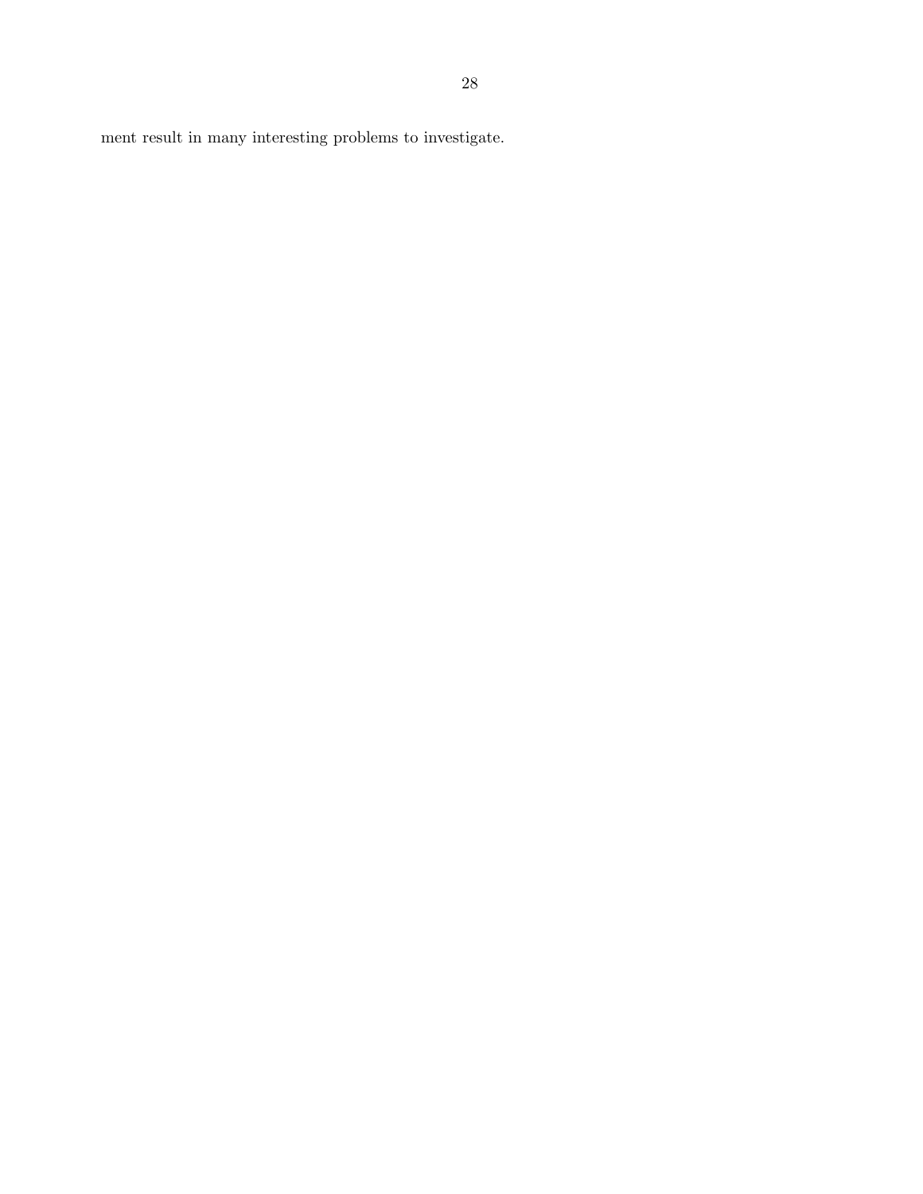ment result in many interesting problems to investigate.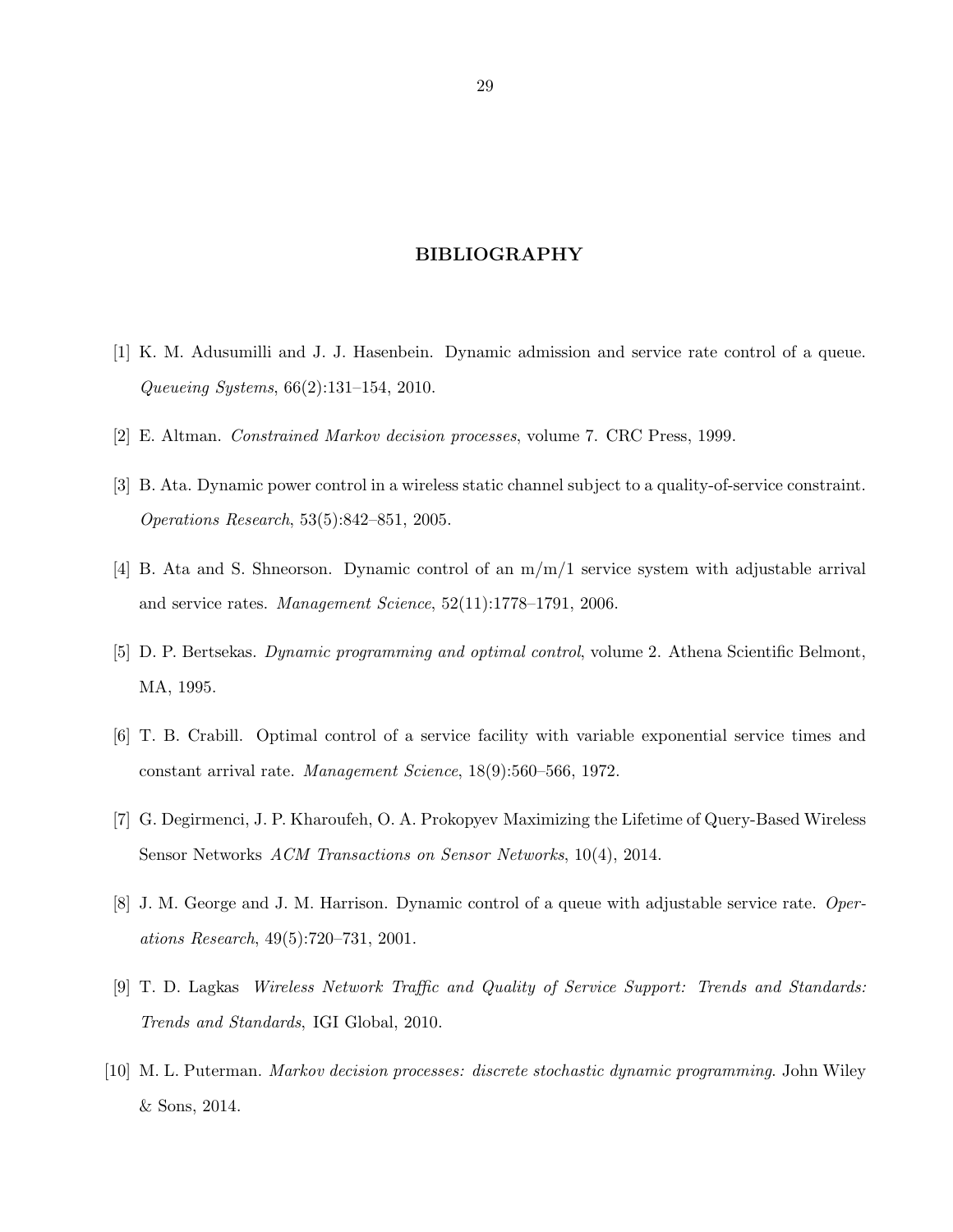# BIBLIOGRAPHY

[1] K. M. Adusumilli and J. J. Hasenbein. Dynamic admission and service rate control of a queue. *Queueing Systems*, 66(2):131–154, 2010.

[2] E. Altman. *Constrained Markov decision processes*, volume 7. CRC Press, 1999.

[3] B. Ata. Dynamic power control in a wireless static channel subject to a quality-of-service constraint. *Operations Research*, 53(5):842–851, 2005.

[4] B. Ata and S. Shneorson. Dynamic control of an m/m/1 service system with adjustable arrival and service rates. *Management Science*, 52(11):1778–1791, 2006.

[5] D. P. Bertsekas. *Dynamic programming and optimal control*, volume 2. Athena Scientific Belmont, MA, 1995.

[6] T. B. Crabill. Optimal control of a service facility with variable exponential service times and constant arrival rate. *Management Science*, 18(9):560–566, 1972.

[7] G. Degirmenci, J. P. Kharoufeh, O. A. Prokopyev Maximizing the Lifetime of Query-Based Wireless Sensor Networks *ACM Transactions on Sensor Networks*, 10(4), 2014.

[8] J. M. George and J. M. Harrison. Dynamic control of a queue with adjustable service rate. *Operations Research*, 49(5):720–731, 2001.

[9] T. D. Lagkas *Wireless Network Traffic and Quality of Service Support: Trends and Standards: Trends and Standards*, IGI Global, 2010.

[10] M. L. Puterman. *Markov decision processes: discrete stochastic dynamic programming*. John Wiley & Sons, 2014.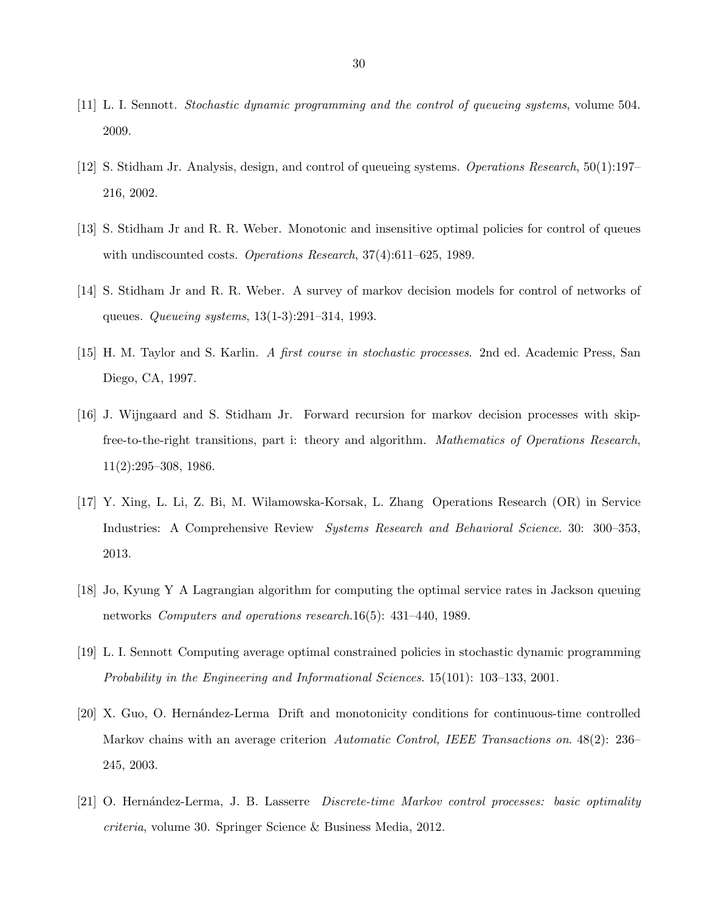[11] L. I. Sennott. *Stochastic dynamic programming and the control of queueing systems*, volume 504. 2009.

[12] S. Stidham Jr. Analysis, design, and control of queueing systems. *Operations Research*, 50(1):197–216, 2002.

[13] S. Stidham Jr and R. R. Weber. Monotonic and insensitive optimal policies for control of queues with undiscounted costs. *Operations Research*, 37(4):611–625, 1989.

[14] S. Stidham Jr and R. R. Weber. A survey of markov decision models for control of networks of queues. *Queueing systems*, 13(1-3):291–314, 1993.

[15] H. M. Taylor and S. Karlin. *A first course in stochastic processes*. 2nd ed. Academic Press, San Diego, CA, 1997.

[16] J. Wijngaard and S. Stidham Jr. Forward recursion for markov decision processes with skip-free-to-the-right transitions, part i: theory and algorithm. *Mathematics of Operations Research*, 11(2):295–308, 1986.

[17] Y. Xing, L. Li, Z. Bi, M. Wilamowska-Korsak, L. Zhang Operations Research (OR) in Service Industries: A Comprehensive Review *Systems Research and Behavioral Science*. 30: 300–353, 2013.

[18] Jo, Kyung Y A Lagrangian algorithm for computing the optimal service rates in Jackson queuing networks *Computers and operations research*.16(5): 431–440, 1989.

[19] L. I. Sennott Computing average optimal constrained policies in stochastic dynamic programming *Probability in the Engineering and Informational Sciences*. 15(101): 103–133, 2001.

[20] X. Guo, O. Hernández-Lerma Drift and monotonicity conditions for continuous-time controlled Markov chains with an average criterion *Automatic Control, IEEE Transactions on*. 48(2): 236–245, 2003.

[21] O. Hernández-Lerma, J. B. Lasserre *Discrete-time Markov control processes: basic optimality criteria*, volume 30. Springer Science & Business Media, 2012.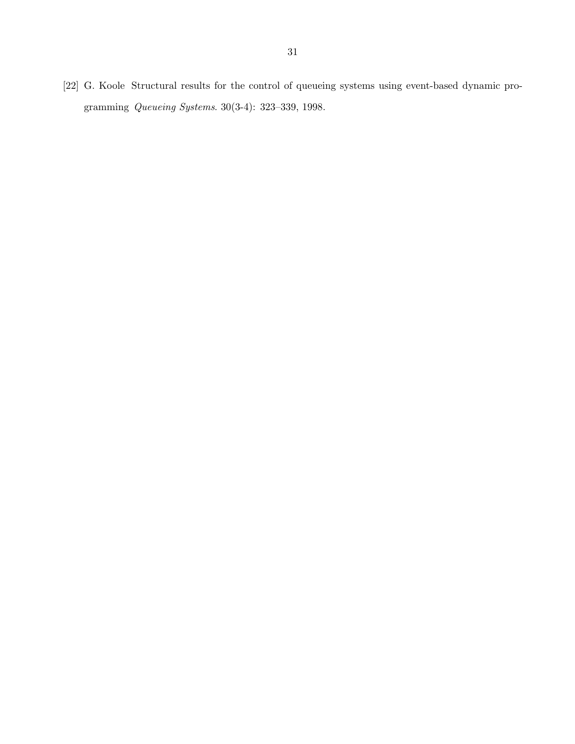[22] G. Koole Structural results for the control of queueing systems using event-based dynamic programming *Queueing Systems*. 30(3-4): 323–339, 1998.